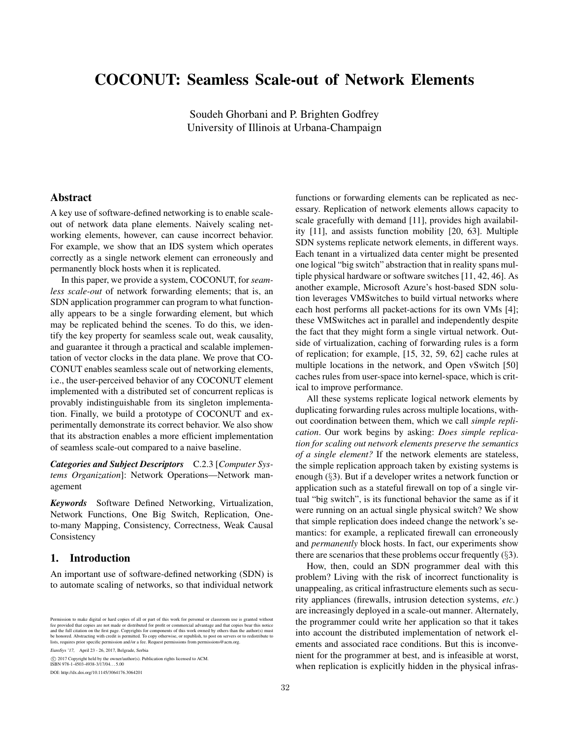# COCONUT: Seamless Scale-out of Network Elements

Soudeh Ghorbani and P. Brighten Godfrey
University of Illinois at Urbana-Champaign

## Abstract

A key use of software-defined networking is to enable scale-out of network data plane elements. Naively scaling networking elements, however, can cause incorrect behavior. For example, we show that an IDS system which operates correctly as a single network element can erroneously and permanently block hosts when it is replicated.

In this paper, we provide a system, COCONUT, for *seamless scale-out* of network forwarding elements; that is, an SDN application programmer can program to what functionally appears to be a single forwarding element, but which may be replicated behind the scenes. To do this, we identify the key property for seamless scale out, weak causality, and guarantee it through a practical and scalable implementation of vector clocks in the data plane. We prove that COCONUT enables seamless scale out of networking elements, i.e., the user-perceived behavior of any COCONUT element implemented with a distributed set of concurrent replicas is provably indistinguishable from its singleton implementation. Finally, we build a prototype of COCONUT and experimentally demonstrate its correct behavior. We also show that its abstraction enables a more efficient implementation of seamless scale-out compared to a naive baseline.

***Categories and Subject Descriptors*** C.2.3 [*Computer Systems Organization*]: Network Operations—Network management

***Keywords*** Software Defined Networking, Virtualization, Network Functions, One Big Switch, Replication, One-to-many Mapping, Consistency, Correctness, Weak Causal Consistency

## 1. Introduction

An important use of software-defined networking (SDN) is to automate scaling of networks, so that individual network functions or forwarding elements can be replicated as necessary. Replication of network elements allows capacity to scale gracefully with demand [11], provides high availability [11], and assists function mobility [20, 63]. Multiple SDN systems replicate network elements, in different ways. Each tenant in a virtualized data center might be presented one logical "big switch" abstraction that in reality spans multiple physical hardware or software switches [11, 42, 46]. As another example, Microsoft Azure's host-based SDN solution leverages VMSwitches to build virtual networks where each host performs all packet-actions for its own VMs [4]; these VMSwitches act in parallel and independently despite the fact that they might form a single virtual network. Outside of virtualization, caching of forwarding rules is a form of replication; for example, [15, 32, 59, 62] cache rules at multiple locations in the network, and Open vSwitch [50] caches rules from user-space into kernel-space, which is critical to improve performance.

All these systems replicate logical network elements by duplicating forwarding rules across multiple locations, without coordination between them, which we call *simple replication*. Our work begins by asking: *Does simple replication for scaling out network elements preserve the semantics of a single element?* If the network elements are stateless, the simple replication approach taken by existing systems is enough (§3). But if a developer writes a network function or application such as a stateful firewall on top of a single virtual "big switch", is its functional behavior the same as if it were running on an actual single physical switch? We show that simple replication does indeed change the network's semantics: for example, a replicated firewall can erroneously and *permanently* block hosts. In fact, our experiments show there are scenarios that these problems occur frequently (§3).

How, then, could an SDN programmer deal with this problem? Living with the risk of incorrect functionality is unappealing, as critical infrastructure elements such as security appliances (firewalls, intrusion detection systems, *etc.*) are increasingly deployed in a scale-out manner. Alternately, the programmer could write her application so that it takes into account the distributed implementation of network elements and associated race conditions. But this is inconvenient for the programmer at best, and is infeasible at worst, when replication is explicitly hidden in the physical infras-

Permission to make digital or hard copies of all or part of this work for personal or classroom use is granted without fee provided that copies are not made or distributed for profit or commercial advantage and that copies bear this notice and the full citation on the first page. Copyrights for components of this work owned by others than the author(s) must be honored. Abstracting with credit is permitted. To copy otherwise, or republish, to post on servers or to redistribute to lists, requires prior specific permission and/or a fee. Request permissions from permissions@acm.org.

*EuroSys '17,* April 23 - 26, 2017, Belgrade, Serbia

© 2017 Copyright held by the owner/author(s). Publication rights licensed to ACM.
ISBN 978-1-4503-4938-3/17/04…5.00

DOI: http://dx.doi.org/10.1145/3064176.3064201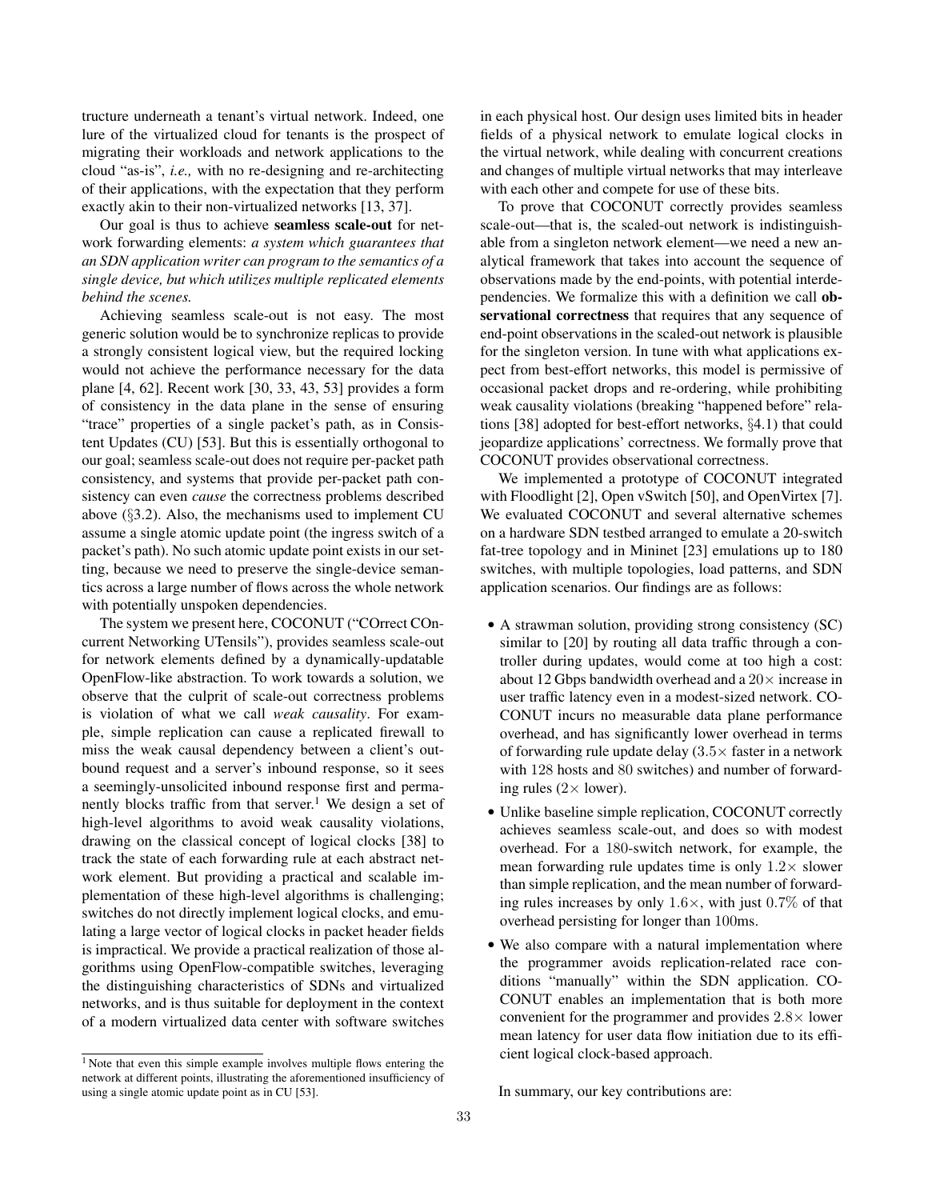tructure underneath a tenant's virtual network. Indeed, one lure of the virtualized cloud for tenants is the prospect of migrating their workloads and network applications to the cloud "as-is", *i.e.,* with no re-designing and re-architecting of their applications, with the expectation that they perform exactly akin to their non-virtualized networks [13, 37].

Our goal is thus to achieve **seamless scale-out** for network forwarding elements: *a system which guarantees that an SDN application writer can program to the semantics of a single device, but which utilizes multiple replicated elements behind the scenes.*

Achieving seamless scale-out is not easy. The most generic solution would be to synchronize replicas to provide a strongly consistent logical view, but the required locking would not achieve the performance necessary for the data plane [4, 62]. Recent work [30, 33, 43, 53] provides a form of consistency in the data plane in the sense of ensuring "trace" properties of a single packet's path, as in Consistent Updates (CU) [53]. But this is essentially orthogonal to our goal; seamless scale-out does not require per-packet path consistency, and systems that provide per-packet path consistency can even *cause* the correctness problems described above (§3.2). Also, the mechanisms used to implement CU assume a single atomic update point (the ingress switch of a packet's path). No such atomic update point exists in our setting, because we need to preserve the single-device semantics across a large number of flows across the whole network with potentially unspoken dependencies.

The system we present here, COCONUT ("COrrect COncurrent Networking UTensils"), provides seamless scale-out for network elements defined by a dynamically-updatable OpenFlow-like abstraction. To work towards a solution, we observe that the culprit of scale-out correctness problems is violation of what we call *weak causality*. For example, simple replication can cause a replicated firewall to miss the weak causal dependency between a client's outbound request and a server's inbound response, so it sees a seemingly-unsolicited inbound response first and permanently blocks traffic from that server.[1] We design a set of high-level algorithms to avoid weak causality violations, drawing on the classical concept of logical clocks [38] to track the state of each forwarding rule at each abstract network element. But providing a practical and scalable implementation of these high-level algorithms is challenging; switches do not directly implement logical clocks, and emulating a large vector of logical clocks in packet header fields is impractical. We provide a practical realization of those algorithms using OpenFlow-compatible switches, leveraging the distinguishing characteristics of SDNs and virtualized networks, and is thus suitable for deployment in the context of a modern virtualized data center with software switches in each physical host. Our design uses limited bits in header fields of a physical network to emulate logical clocks in the virtual network, while dealing with concurrent creations and changes of multiple virtual networks that may interleave with each other and compete for use of these bits.

[1] Note that even this simple example involves multiple flows entering the network at different points, illustrating the aforementioned insufficiency of using a single atomic update point as in CU [53].

To prove that COCONUT correctly provides seamless scale-out—that is, the scaled-out network is indistinguishable from a singleton network element—we need a new analytical framework that takes into account the sequence of observations made by the end-points, with potential interdependencies. We formalize this with a definition we call **observational correctness** that requires that any sequence of end-point observations in the scaled-out network is plausible for the singleton version. In tune with what applications expect from best-effort networks, this model is permissive of occasional packet drops and re-ordering, while prohibiting weak causality violations (breaking "happened before" relations [38] adopted for best-effort networks, §4.1) that could jeopardize applications' correctness. We formally prove that COCONUT provides observational correctness.

We implemented a prototype of COCONUT integrated with Floodlight [2], Open vSwitch [50], and OpenVirtex [7]. We evaluated COCONUT and several alternative schemes on a hardware SDN testbed arranged to emulate a 20-switch fat-tree topology and in Mininet [23] emulations up to 180 switches, with multiple topologies, load patterns, and SDN application scenarios. Our findings are as follows:

- A strawman solution, providing strong consistency (SC) similar to [20] by routing all data traffic through a controller during updates, would come at too high a cost: about 12 Gbps bandwidth overhead and a $20\times$ increase in user traffic latency even in a modest-sized network. COCONUT incurs no measurable data plane performance overhead, and has significantly lower overhead in terms of forwarding rule update delay ($3.5\times$ faster in a network with 128 hosts and 80 switches) and number of forwarding rules ($2\times$ lower).
- Unlike baseline simple replication, COCONUT correctly achieves seamless scale-out, and does so with modest overhead. For a 180-switch network, for example, the mean forwarding rule updates time is only $1.2\times$ slower than simple replication, and the mean number of forwarding rules increases by only $1.6\times$, with just $0.7\%$ of that overhead persisting for longer than 100ms.
- We also compare with a natural implementation where the programmer avoids replication-related race conditions "manually" within the SDN application. COCONUT enables an implementation that is both more convenient for the programmer and provides $2.8\times$ lower mean latency for user data flow initiation due to its efficient logical clock-based approach.

In summary, our key contributions are: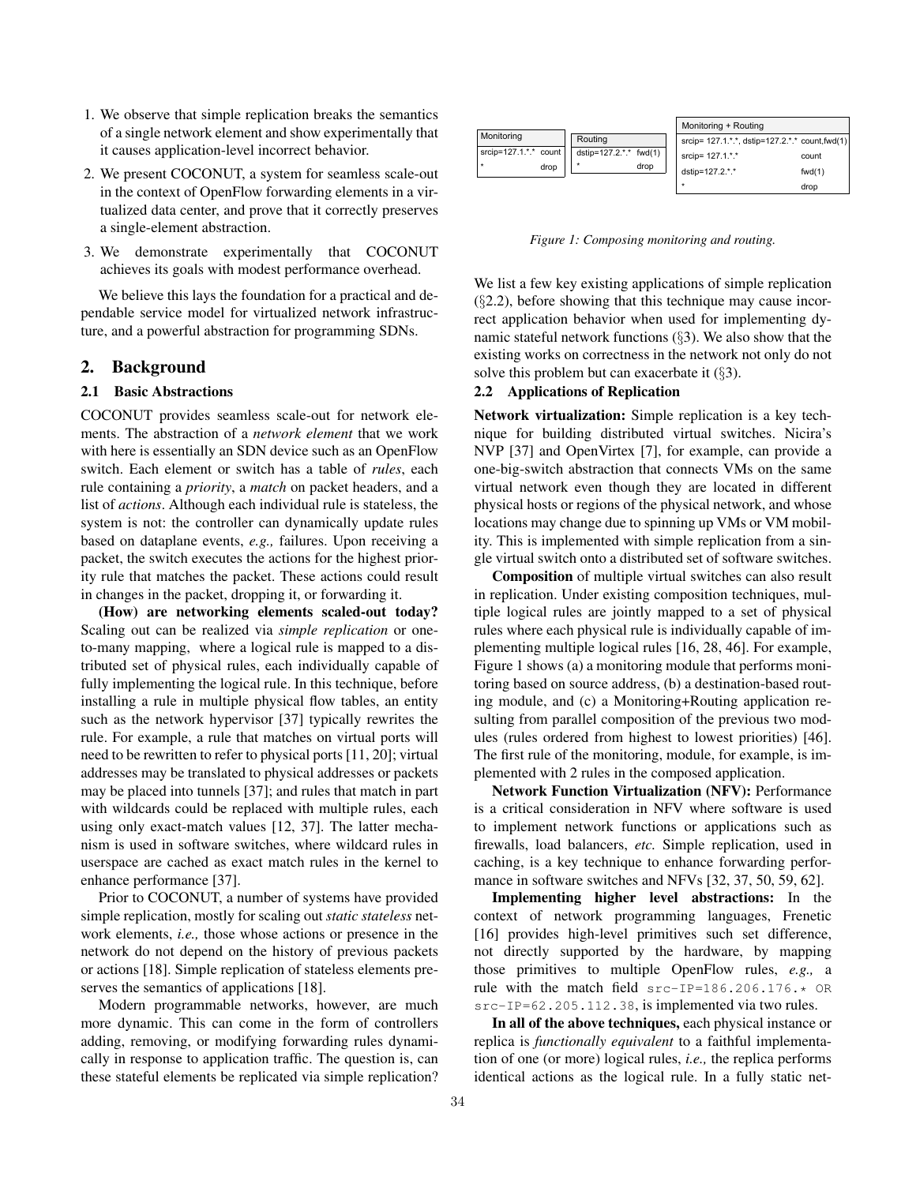1. We observe that simple replication breaks the semantics of a single network element and show experimentally that it causes application-level incorrect behavior.
2. We present COCONUT, a system for seamless scale-out in the context of OpenFlow forwarding elements in a virtualized data center, and prove that it correctly preserves a single-element abstraction.
3. We demonstrate experimentally that COCONUT achieves its goals with modest performance overhead.

We believe this lays the foundation for a practical and dependable service model for virtualized network infrastructure, and a powerful abstraction for programming SDNs.

## 2. Background

### 2.1 Basic Abstractions

COCONUT provides seamless scale-out for network elements. The abstraction of a *network element* that we work with here is essentially an SDN device such as an OpenFlow switch. Each element or switch has a table of *rules*, each rule containing a *priority*, a *match* on packet headers, and a list of *actions*. Although each individual rule is stateless, the system is not: the controller can dynamically update rules based on dataplane events, *e.g.,* failures. Upon receiving a packet, the switch executes the actions for the highest priority rule that matches the packet. These actions could result in changes in the packet, dropping it, or forwarding it.

**(How) are networking elements scaled-out today?** Scaling out can be realized via *simple replication* or one-to-many mapping, where a logical rule is mapped to a distributed set of physical rules, each individually capable of fully implementing the logical rule. In this technique, before installing a rule in multiple physical flow tables, an entity such as the network hypervisor [37] typically rewrites the rule. For example, a rule that matches on virtual ports will need to be rewritten to refer to physical ports [11, 20]; virtual addresses may be translated to physical addresses or packets may be placed into tunnels [37]; and rules that match in part with wildcards could be replaced with multiple rules, each using only exact-match values [12, 37]. The latter mechanism is used in software switches, where wildcard rules in userspace are cached as exact match rules in the kernel to enhance performance [37].

Prior to COCONUT, a number of systems have provided simple replication, mostly for scaling out *static stateless* network elements, *i.e.,* those whose actions or presence in the network do not depend on the history of previous packets or actions [18]. Simple replication of stateless elements preserves the semantics of applications [18].

Modern programmable networks, however, are much more dynamic. This can come in the form of controllers adding, removing, or modifying forwarding rules dynamically in response to application traffic. The question is, can these stateful elements be replicated via simple replication?

| Monitoring | |
|---|---|
| srcip=127.1.\*.\* | count |
| \* | drop |

| Routing | |
|---|---|
| dstip=127.2.\*.\* | fwd(1) |
| \* | drop |

| Monitoring + Routing | |
|---|---|
| srcip= 127.1.\*.\*, dstip=127.2.\*.\* | count,fwd(1) |
| srcip= 127.1.\*.\* | count |
| dstip=127.2.\*.\* | fwd(1) |
| \* | drop |

*Figure 1: Composing monitoring and routing.*

We list a few key existing applications of simple replication (§2.2), before showing that this technique may cause incorrect application behavior when used for implementing dynamic stateful network functions (§3). We also show that the existing works on correctness in the network not only do not solve this problem but can exacerbate it (§3).

### 2.2 Applications of Replication

**Network virtualization:** Simple replication is a key technique for building distributed virtual switches. Nicira's NVP [37] and OpenVirtex [7], for example, can provide a one-big-switch abstraction that connects VMs on the same virtual network even though they are located in different physical hosts or regions of the physical network, and whose locations may change due to spinning up VMs or VM mobility. This is implemented with simple replication from a single virtual switch onto a distributed set of software switches.

**Composition** of multiple virtual switches can also result in replication. Under existing composition techniques, multiple logical rules are jointly mapped to a set of physical rules where each physical rule is individually capable of implementing multiple logical rules [16, 28, 46]. For example, Figure 1 shows (a) a monitoring module that performs monitoring based on source address, (b) a destination-based routing module, and (c) a Monitoring+Routing application resulting from parallel composition of the previous two modules (rules ordered from highest to lowest priorities) [46]. The first rule of the monitoring, module, for example, is implemented with 2 rules in the composed application.

**Network Function Virtualization (NFV):** Performance is a critical consideration in NFV where software is used to implement network functions or applications such as firewalls, load balancers, *etc.* Simple replication, used in caching, is a key technique to enhance forwarding performance in software switches and NFVs [32, 37, 50, 59, 62].

**Implementing higher level abstractions:** In the context of network programming languages, Frenetic [16] provides high-level primitives such set difference, not directly supported by the hardware, by mapping those primitives to multiple OpenFlow rules, *e.g.,* a rule with the match field `src-IP=186.206.176.* OR src-IP=62.205.112.38`, is implemented via two rules.

**In all of the above techniques,** each physical instance or replica is *functionally equivalent* to a faithful implementation of one (or more) logical rules, *i.e.,* the replica performs identical actions as the logical rule. In a fully static net-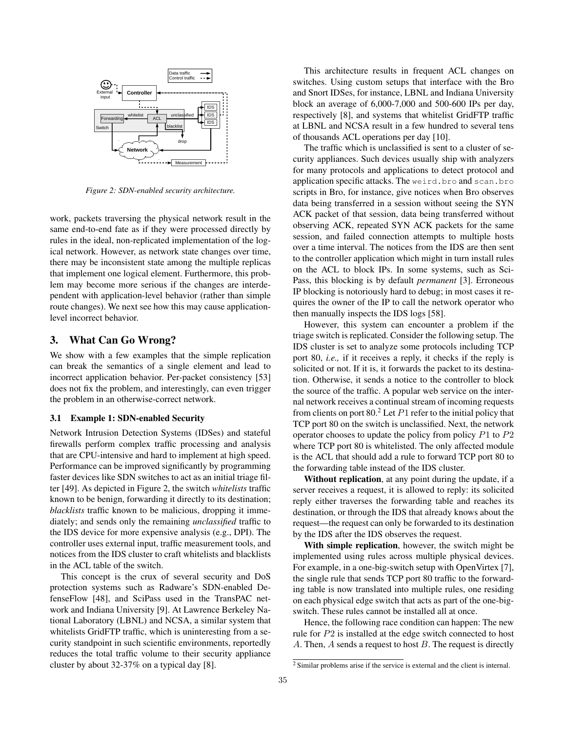*Figure 2: SDN-enabled security architecture.*

work, packets traversing the physical network result in the same end-to-end fate as if they were processed directly by rules in the ideal, non-replicated implementation of the logical network. However, as network state changes over time, there may be inconsistent state among the multiple replicas that implement one logical element. Furthermore, this problem may become more serious if the changes are interdependent with application-level behavior (rather than simple route changes). We next see how this may cause application-level incorrect behavior.

## 3. What Can Go Wrong?

We show with a few examples that the simple replication can break the semantics of a single element and lead to incorrect application behavior. Per-packet consistency [53] does not fix the problem, and interestingly, can even trigger the problem in an otherwise-correct network.

### 3.1 Example 1: SDN-enabled Security

Network Intrusion Detection Systems (IDSes) and stateful firewalls perform complex traffic processing and analysis that are CPU-intensive and hard to implement at high speed. Performance can be improved significantly by programming faster devices like SDN switches to act as an initial triage filter [49]. As depicted in Figure 2, the switch *whitelists* traffic known to be benign, forwarding it directly to its destination; *blacklists* traffic known to be malicious, dropping it immediately; and sends only the remaining *unclassified* traffic to the IDS device for more expensive analysis (e.g., DPI). The controller uses external input, traffic measurement tools, and notices from the IDS cluster to craft whitelists and blacklists in the ACL table of the switch.

This concept is the crux of several security and DoS protection systems such as Radware's SDN-enabled DefenseFlow [48], and SciPass used in the TransPAC network and Indiana University [9]. At Lawrence Berkeley National Laboratory (LBNL) and NCSA, a similar system that whitelists GridFTP traffic, which is uninteresting from a security standpoint in such scientific environments, reportedly reduces the total traffic volume to their security appliance cluster by about 32-37% on a typical day [8].

This architecture results in frequent ACL changes on switches. Using custom setups that interface with the Bro and Snort IDSes, for instance, LBNL and Indiana University block an average of 6,000-7,000 and 500-600 IPs per day, respectively [8], and systems that whitelist GridFTP traffic at LBNL and NCSA result in a few hundred to several tens of thousands ACL operations per day [10].

The traffic which is unclassified is sent to a cluster of security appliances. Such devices usually ship with analyzers for many protocols and applications to detect protocol and application specific attacks. The `weird.bro` and `scan.bro` scripts in Bro, for instance, give notices when Bro observes data being transferred in a session without seeing the SYN ACK packet of that session, data being transferred without observing ACK, repeated SYN ACK packets for the same session, and failed connection attempts to multiple hosts over a time interval. The notices from the IDS are then sent to the controller application which might in turn install rules on the ACL to block IPs. In some systems, such as SciPass, this blocking is by default *permanent* [3]. Erroneous IP blocking is notoriously hard to debug; in most cases it requires the owner of the IP to call the network operator who then manually inspects the IDS logs [58].

However, this system can encounter a problem if the triage switch is replicated. Consider the following setup. The IDS cluster is set to analyze some protocols including TCP port 80, *i.e.,* if it receives a reply, it checks if the reply is solicited or not. If it is, it forwards the packet to its destination. Otherwise, it sends a notice to the controller to block the source of the traffic. A popular web service on the internal network receives a continual stream of incoming requests from clients on port 80.[2] Let $P1$ refer to the initial policy that TCP port 80 on the switch is unclassified. Next, the network operator chooses to update the policy from policy $P1$ to $P2$ where TCP port 80 is whitelisted. The only affected module is the ACL that should add a rule to forward TCP port 80 to the forwarding table instead of the IDS cluster.

**Without replication**, at any point during the update, if a server receives a request, it is allowed to reply: its solicited reply either traverses the forwarding table and reaches its destination, or through the IDS that already knows about the request—the request can only be forwarded to its destination by the IDS after the IDS observes the request.

**With simple replication**, however, the switch might be implemented using rules across multiple physical devices. For example, in a one-big-switch setup with OpenVirtex [7], the single rule that sends TCP port 80 traffic to the forwarding table is now translated into multiple rules, one residing on each physical edge switch that acts as part of the one-big-switch. These rules cannot be installed all at once.

Hence, the following race condition can happen: The new rule for $P2$ is installed at the edge switch connected to host $A$. Then, $A$ sends a request to host $B$. The request is directly

[2] Similar problems arise if the service is external and the client is internal.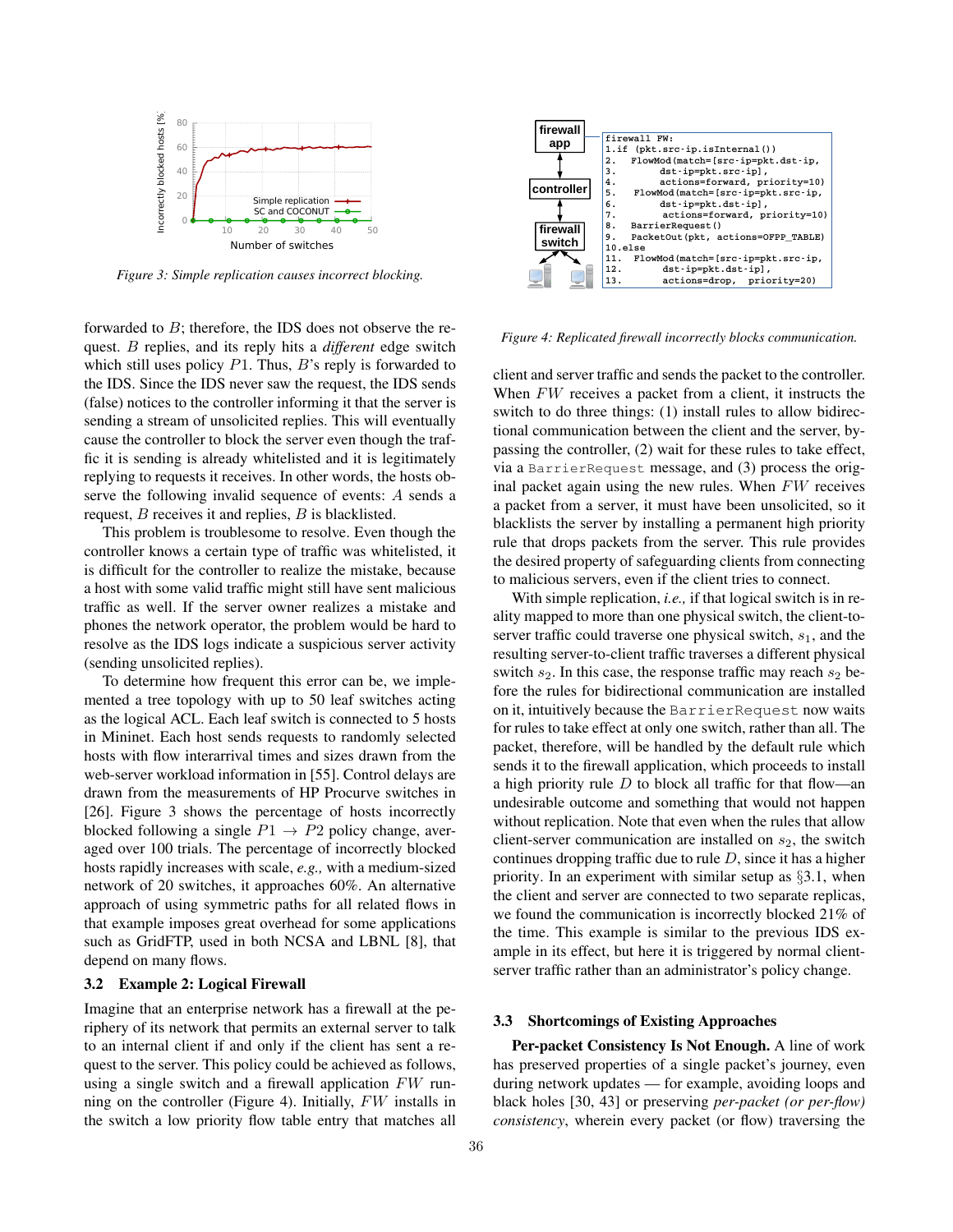Figure 3: Simple replication causes incorrect blocking.

```
firewall FW:
1.if (pkt.src-ip.isInternal())
2.   FlowMod(match=[src-ip=pkt.dst-ip,
3.        dst-ip=pkt.src-ip],
4.        actions=forward, priority=10)
5.   FlowMod(match=[src-ip=pkt.src-ip,
6.        dst-ip=pkt.dst-ip],
7.        actions=forward, priority=10)
8.   BarrierRequest()
9.   PacketOut(pkt, actions=OFPP_TABLE)
10.else
11.  FlowMod(match=[src-ip=pkt.src-ip,
12.       dst-ip=pkt.dst-ip],
13.       actions=drop,  priority=20)
```

Figure 4: Replicated firewall incorrectly blocks communication.

forwarded to $B$; therefore, the IDS does not observe the request. $B$ replies, and its reply hits a *different* edge switch which still uses policy $P1$. Thus, $B$'s reply is forwarded to the IDS. Since the IDS never saw the request, the IDS sends (false) notices to the controller informing it that the server is sending a stream of unsolicited replies. This will eventually cause the controller to block the server even though the traffic it is sending is already whitelisted and it is legitimately replying to requests it receives. In other words, the hosts observe the following invalid sequence of events: $A$ sends a request, $B$ receives it and replies, $B$ is blacklisted.

This problem is troublesome to resolve. Even though the controller knows a certain type of traffic was whitelisted, it is difficult for the controller to realize the mistake, because a host with some valid traffic might still have sent malicious traffic as well. If the server owner realizes a mistake and phones the network operator, the problem would be hard to resolve as the IDS logs indicate a suspicious server activity (sending unsolicited replies).

To determine how frequent this error can be, we implemented a tree topology with up to 50 leaf switches acting as the logical ACL. Each leaf switch is connected to 5 hosts in Mininet. Each host sends requests to randomly selected hosts with flow interarrival times and sizes drawn from the web-server workload information in [55]. Control delays are drawn from the measurements of HP Procurve switches in [26]. Figure 3 shows the percentage of hosts incorrectly blocked following a single $P1 \rightarrow P2$ policy change, averaged over 100 trials. The percentage of incorrectly blocked hosts rapidly increases with scale, *e.g.,* with a medium-sized network of 20 switches, it approaches 60%. An alternative approach of using symmetric paths for all related flows in that example imposes great overhead for some applications such as GridFTP, used in both NCSA and LBNL [8], that depend on many flows.

### 3.2 Example 2: Logical Firewall

Imagine that an enterprise network has a firewall at the periphery of its network that permits an external server to talk to an internal client if and only if the client has sent a request to the server. This policy could be achieved as follows, using a single switch and a firewall application $FW$ running on the controller (Figure 4). Initially, $FW$ installs in the switch a low priority flow table entry that matches all client and server traffic and sends the packet to the controller. When $FW$ receives a packet from a client, it instructs the switch to do three things: (1) install rules to allow bidirectional communication between the client and the server, bypassing the controller, (2) wait for these rules to take effect, via a `BarrierRequest` message, and (3) process the original packet again using the new rules. When $FW$ receives a packet from a server, it must have been unsolicited, so it blacklists the server by installing a permanent high priority rule that drops packets from the server. This rule provides the desired property of safeguarding clients from connecting to malicious servers, even if the client tries to connect.

With simple replication, *i.e.,* if that logical switch is in reality mapped to more than one physical switch, the client-to-server traffic could traverse one physical switch, $s_1$, and the resulting server-to-client traffic traverses a different physical switch $s_2$. In this case, the response traffic may reach $s_2$ before the rules for bidirectional communication are installed on it, intuitively because the `BarrierRequest` now waits for rules to take effect at only one switch, rather than all. The packet, therefore, will be handled by the default rule which sends it to the firewall application, which proceeds to install a high priority rule $D$ to block all traffic for that flow—an undesirable outcome and something that would not happen without replication. Note that even when the rules that allow client-server communication are installed on $s_2$, the switch continues dropping traffic due to rule $D$, since it has a higher priority. In an experiment with similar setup as §3.1, when the client and server are connected to two separate replicas, we found the communication is incorrectly blocked 21% of the time. This example is similar to the previous IDS example in its effect, but here it is triggered by normal client-server traffic rather than an administrator's policy change.

### 3.3 Shortcomings of Existing Approaches

**Per-packet Consistency Is Not Enough.** A line of work has preserved properties of a single packet's journey, even during network updates — for example, avoiding loops and black holes [30, 43] or preserving *per-packet (or per-flow) consistency*, wherein every packet (or flow) traversing the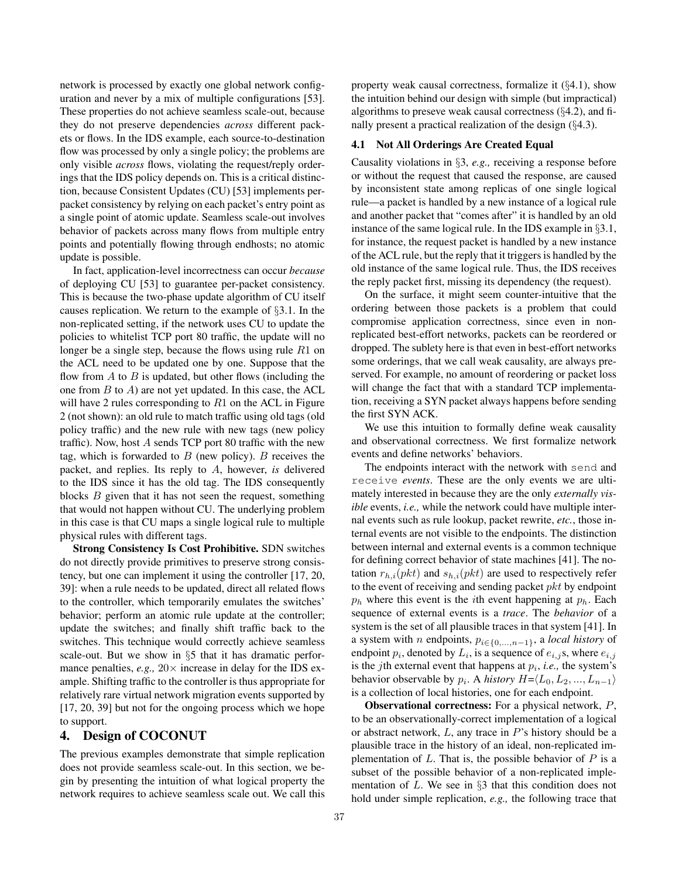network is processed by exactly one global network configuration and never by a mix of multiple configurations [53]. These properties do not achieve seamless scale-out, because they do not preserve dependencies *across* different packets or flows. In the IDS example, each source-to-destination flow was processed by only a single policy; the problems are only visible *across* flows, violating the request/reply orderings that the IDS policy depends on. This is a critical distinction, because Consistent Updates (CU) [53] implements per-packet consistency by relying on each packet's entry point as a single point of atomic update. Seamless scale-out involves behavior of packets across many flows from multiple entry points and potentially flowing through endhosts; no atomic update is possible.

In fact, application-level incorrectness can occur *because* of deploying CU [53] to guarantee per-packet consistency. This is because the two-phase update algorithm of CU itself causes replication. We return to the example of §3.1. In the non-replicated setting, if the network uses CU to update the policies to whitelist TCP port 80 traffic, the update will no longer be a single step, because the flows using rule $R1$ on the ACL need to be updated one by one. Suppose that the flow from $A$ to $B$ is updated, but other flows (including the one from $B$ to $A$) are not yet updated. In this case, the ACL will have 2 rules corresponding to $R1$ on the ACL in Figure 2 (not shown): an old rule to match traffic using old tags (old policy traffic) and the new rule with new tags (new policy traffic). Now, host $A$ sends TCP port 80 traffic with the new tag, which is forwarded to $B$ (new policy). $B$ receives the packet, and replies. Its reply to $A$, however, *is* delivered to the IDS since it has the old tag. The IDS consequently blocks $B$ given that it has not seen the request, something that would not happen without CU. The underlying problem in this case is that CU maps a single logical rule to multiple physical rules with different tags.

**Strong Consistency Is Cost Prohibitive.** SDN switches do not directly provide primitives to preserve strong consistency, but one can implement it using the controller [17, 20, 39]: when a rule needs to be updated, direct all related flows to the controller, which temporarily emulates the switches' behavior; perform an atomic rule update at the controller; update the switches; and finally shift traffic back to the switches. This technique would correctly achieve seamless scale-out. But we show in §5 that it has dramatic performance penalties, *e.g.,* $20\times$ increase in delay for the IDS example. Shifting traffic to the controller is thus appropriate for relatively rare virtual network migration events supported by [17, 20, 39] but not for the ongoing process which we hope to support.

# 4. Design of COCONUT

The previous examples demonstrate that simple replication does not provide seamless scale-out. In this section, we begin by presenting the intuition of what logical property the network requires to achieve seamless scale out. We call this property weak causal correctness, formalize it (§4.1), show the intuition behind our design with simple (but impractical) algorithms to preseve weak causal correctness (§4.2), and finally present a practical realization of the design (§4.3).

## 4.1 Not All Orderings Are Created Equal

Causality violations in §3, *e.g.,* receiving a response before or without the request that caused the response, are caused by inconsistent state among replicas of one single logical rule—a packet is handled by a new instance of a logical rule and another packet that "comes after" it is handled by an old instance of the same logical rule. In the IDS example in §3.1, for instance, the request packet is handled by a new instance of the ACL rule, but the reply that it triggers is handled by the old instance of the same logical rule. Thus, the IDS receives the reply packet first, missing its dependency (the request).

On the surface, it might seem counter-intuitive that the ordering between those packets is a problem that could compromise application correctness, since even in non-replicated best-effort networks, packets can be reordered or dropped. The sublety here is that even in best-effort networks some orderings, that we call weak causality, are always preserved. For example, no amount of reordering or packet loss will change the fact that with a standard TCP implementation, receiving a SYN packet always happens before sending the first SYN ACK.

We use this intuition to formally define weak causality and observational correctness. We first formalize network events and define networks' behaviors.

The endpoints interact with the network with `send` and `receive` *events*. These are the only events we are ultimately interested in because they are the only *externally visible* events, *i.e.,* while the network could have multiple internal events such as rule lookup, packet rewrite, *etc.*, those internal events are not visible to the endpoints. The distinction between internal and external events is a common technique for defining correct behavior of state machines [41]. The notation $r_{h,i}(pkt)$ and $s_{h,i}(pkt)$ are used to respectively refer to the event of receiving and sending packet $pkt$ by endpoint $p_h$ where this event is the $i$th event happening at $p_h$. Each sequence of external events is a *trace*. The *behavior* of a system is the set of all plausible traces in that system [41]. In a system with $n$ endpoints, $p_{i\in\{0,\ldots,n-1\}}$, a *local history* of endpoint $p_i$, denoted by $L_i$, is a sequence of $e_{i,j}$s, where $e_{i,j}$ is the $j$th external event that happens at $p_i$, *i.e.,* the system's behavior observable by $p_i$. A *history* $H$=$\langle L_0, L_2, ..., L_{n-1}\rangle$ is a collection of local histories, one for each endpoint.

**Observational correctness:** For a physical network, $P$, to be an observationally-correct implementation of a logical or abstract network, $L$, any trace in $P$'s history should be a plausible trace in the history of an ideal, non-replicated implementation of $L$. That is, the possible behavior of $P$ is a subset of the possible behavior of a non-replicated implementation of $L$. We see in §3 that this condition does not hold under simple replication, *e.g.,* the following trace that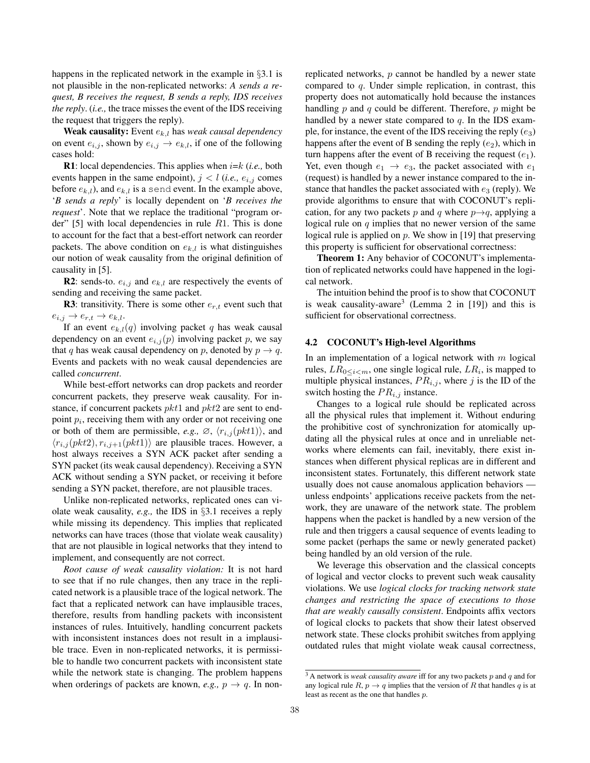happens in the replicated network in the example in §3.1 is not plausible in the non-replicated networks: *A sends a request, B receives the request, B sends a reply, IDS receives the reply*. (*i.e.,* the trace misses the event of the IDS receiving the request that triggers the reply).

**Weak causality:** Event $e_{k,l}$ has *weak causal dependency* on event $e_{i,j}$, shown by $e_{i,j} \rightarrow e_{k,l}$, if one of the following cases hold:

**R1**: local dependencies. This applies when $i$=$k$ (*i.e.,* both events happen in the same endpoint), $j < l$ (*i.e.,* $e_{i,j}$ comes before $e_{k,l}$), and $e_{k,l}$ is a `send` event. In the example above, '*B sends a reply*' is locally dependent on '*B receives the request*'. Note that we replace the traditional "program order" [5] with local dependencies in rule $R1$. This is done to account for the fact that a best-effort network can reorder packets. The above condition on $e_{k,l}$ is what distinguishes our notion of weak causality from the original definition of causality in [5].

**R2**: sends-to. $e_{i,j}$ and $e_{k,l}$ are respectively the events of sending and receiving the same packet.

**R3**: transitivity. There is some other $e_{r,t}$ event such that $e_{i,j} \rightarrow e_{r,t} \rightarrow e_{k,l}$.

If an event $e_{k,l}(q)$ involving packet $q$ has weak causal dependency on an event $e_{i,j}(p)$ involving packet $p$, we say that $q$ has weak causal dependency on $p$, denoted by $p \rightarrow q$. Events and packets with no weak causal dependencies are called *concurrent*.

While best-effort networks can drop packets and reorder concurrent packets, they preserve weak causality. For instance, if concurrent packets $pkt1$ and $pkt2$ are sent to endpoint $p_i$, receiving them with any order or not receiving one or both of them are permissible, *e.g.,* $\varnothing$, $\langle r_{i,j}(pkt1)\rangle$, and $\langle r_{i,j}(pkt2), r_{i,j+1}(pkt1)\rangle$ are plausible traces. However, a host always receives a SYN ACK packet after sending a SYN packet (its weak causal dependency). Receiving a SYN ACK without sending a SYN packet, or receiving it before sending a SYN packet, therefore, are not plausible traces.

Unlike non-replicated networks, replicated ones can violate weak causality, *e.g.,* the IDS in §3.1 receives a reply while missing its dependency. This implies that replicated networks can have traces (those that violate weak causality) that are not plausible in logical networks that they intend to implement, and consequently are not correct.

*Root cause of weak causality violation:* It is not hard to see that if no rule changes, then any trace in the replicated network is a plausible trace of the logical network. The fact that a replicated network can have implausible traces, therefore, results from handling packets with inconsistent instances of rules. Intuitively, handling concurrent packets with inconsistent instances does not result in a implausible trace. Even in non-replicated networks, it is permissible to handle two concurrent packets with inconsistent state while the network state is changing. The problem happens when orderings of packets are known, *e.g.,* $p \rightarrow q$. In non-replicated networks, $p$ cannot be handled by a newer state compared to $q$. Under simple replication, in contrast, this property does not automatically hold because the instances handling $p$ and $q$ could be different. Therefore, $p$ might be handled by a newer state compared to $q$. In the IDS example, for instance, the event of the IDS receiving the reply ($e_3$) happens after the event of B sending the reply ($e_2$), which in turn happens after the event of B receiving the request ($e_1$). Yet, even though $e_1 \rightarrow e_3$, the packet associated with $e_1$ (request) is handled by a newer instance compared to the instance that handles the packet associated with $e_3$ (reply). We provide algorithms to ensure that with COCONUT's replication, for any two packets $p$ and $q$ where $p \rightarrow q$, applying a logical rule on $q$ implies that no newer version of the same logical rule is applied on $p$. We show in [19] that preserving this property is sufficient for observational correctness:

**Theorem 1:** Any behavior of COCONUT's implementation of replicated networks could have happened in the logical network.

The intuition behind the proof is to show that COCONUT is weak causality-aware[3] (Lemma 2 in [19]) and this is sufficient for observational correctness.

### 4.2 COCONUT's High-level Algorithms

In an implementation of a logical network with $m$ logical rules, $LR_{0 \leq i < m}$, one single logical rule, $LR_i$, is mapped to multiple physical instances, $PR_{i,j}$, where $j$ is the ID of the switch hosting the $PR_{i,j}$ instance.

Changes to a logical rule should be replicated across all the physical rules that implement it. Without enduring the prohibitive cost of synchronization for atomically updating all the physical rules at once and in unreliable networks where elements can fail, inevitably, there exist instances when different physical replicas are in different and inconsistent states. Fortunately, this different network state usually does not cause anomalous application behaviors — unless endpoints' applications receive packets from the network, they are unaware of the network state. The problem happens when the packet is handled by a new version of the rule and then triggers a causal sequence of events leading to some packet (perhaps the same or newly generated packet) being handled by an old version of the rule.

We leverage this observation and the classical concepts of logical and vector clocks to prevent such weak causality violations. We use *logical clocks for tracking network state changes and restricting the space of executions to those that are weakly causally consistent*. Endpoints affix vectors of logical clocks to packets that show their latest observed network state. These clocks prohibit switches from applying outdated rules that might violate weak causal correctness,

[3] A network is *weak causality aware* iff for any two packets $p$ and $q$ and for any logical rule $R$, $p \rightarrow q$ implies that the version of $R$ that handles $q$ is at least as recent as the one that handles $p$.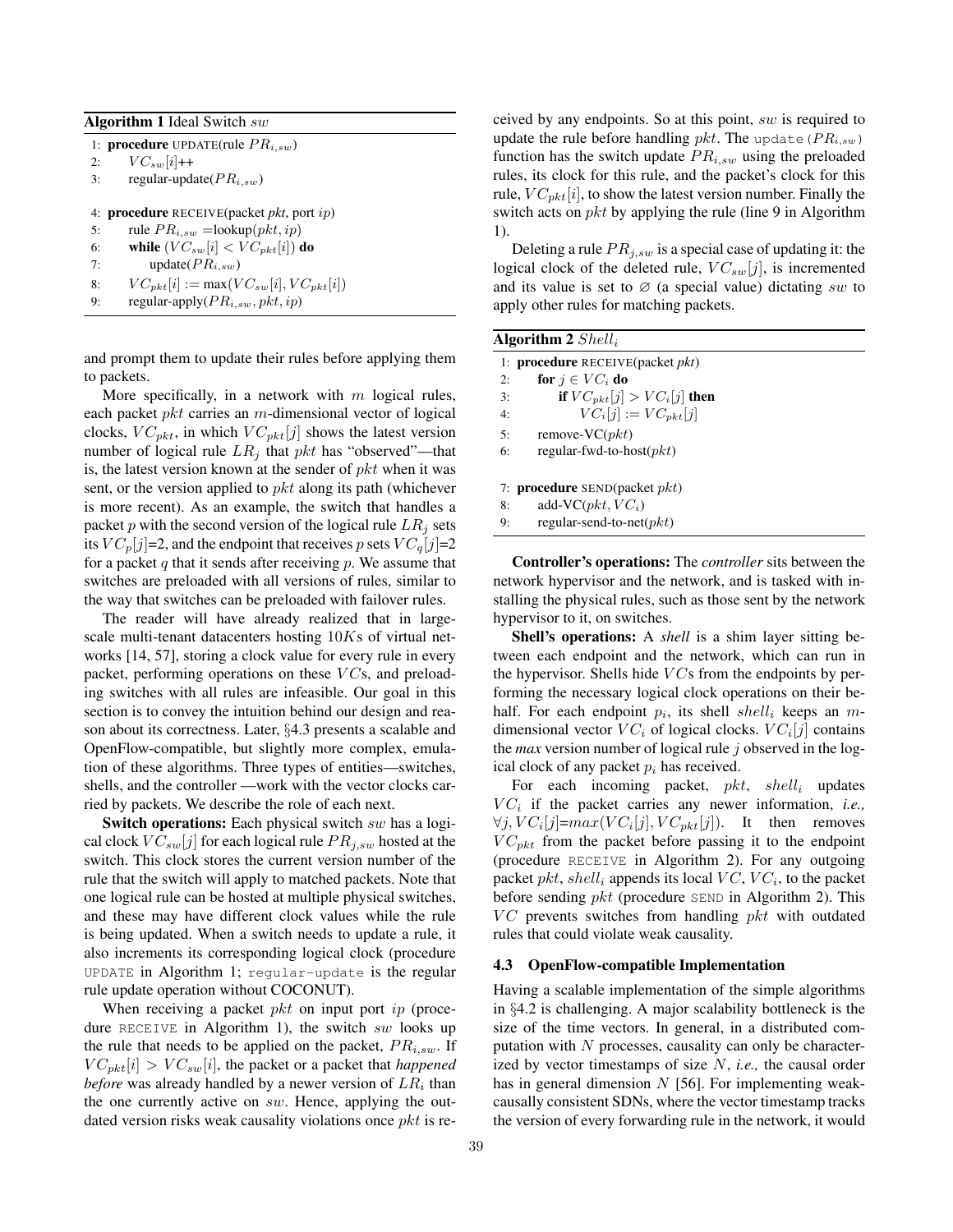**Algorithm 1** Ideal Switch $sw$

```
1: procedure UPDATE(rule PR_{i,sw})
2:     VC_sw[i]++
3:     regular-update(PR_{i,sw})

4: procedure RECEIVE(packet pkt, port ip)
5:     rule PR_{i,sw} = lookup(pkt, ip)
6:     while (VC_sw[i] < VC_pkt[i]) do
7:         update(PR_{i,sw})
8:     VC_pkt[i] := max(VC_sw[i], VC_pkt[i])
9:     regular-apply(PR_{i,sw}, pkt, ip)
```

and prompt them to update their rules before applying them to packets.

More specifically, in a network with $m$ logical rules, each packet $pkt$ carries an $m$-dimensional vector of logical clocks, $VC_{pkt}$, in which $VC_{pkt}[j]$ shows the latest version number of logical rule $LR_j$ that $pkt$ has "observed"—that is, the latest version known at the sender of $pkt$ when it was sent, or the version applied to $pkt$ along its path (whichever is more recent). As an example, the switch that handles a packet $p$ with the second version of the logical rule $LR_j$ sets its $VC_p[j]$=2, and the endpoint that receives $p$ sets $VC_q[j]$=2 for a packet $q$ that it sends after receiving $p$. We assume that switches are preloaded with all versions of rules, similar to the way that switches can be preloaded with failover rules.

The reader will have already realized that in large-scale multi-tenant datacenters hosting $10K$s of virtual networks [14, 57], storing a clock value for every rule in every packet, performing operations on these $VC$s, and preloading switches with all rules are infeasible. Our goal in this section is to convey the intuition behind our design and reason about its correctness. Later, §4.3 presents a scalable and OpenFlow-compatible, but slightly more complex, emulation of these algorithms. Three types of entities—switches, shells, and the controller —work with the vector clocks carried by packets. We describe the role of each next.

**Switch operations:** Each physical switch $sw$ has a logical clock $VC_{sw}[j]$ for each logical rule $PR_{j,sw}$ hosted at the switch. This clock stores the current version number of the rule that the switch will apply to matched packets. Note that one logical rule can be hosted at multiple physical switches, and these may have different clock values while the rule is being updated. When a switch needs to update a rule, it also increments its corresponding logical clock (procedure UPDATE in Algorithm 1; `regular-update` is the regular rule update operation without COCONUT).

When receiving a packet $pkt$ on input port $ip$ (procedure RECEIVE in Algorithm 1), the switch $sw$ looks up the rule that needs to be applied on the packet, $PR_{i,sw}$. If $VC_{pkt}[i] > VC_{sw}[i]$, the packet or a packet that *happened before* was already handled by a newer version of $LR_i$ than the one currently active on $sw$. Hence, applying the outdated version risks weak causality violations once $pkt$ is received by any endpoints. So at this point, $sw$ is required to update the rule before handling $pkt$. The `update(`$PR_{i,sw}$`)` function has the switch update $PR_{i,sw}$ using the preloaded rules, its clock for this rule, and the packet's clock for this rule, $VC_{pkt}[i]$, to show the latest version number. Finally the switch acts on $pkt$ by applying the rule (line 9 in Algorithm 1).

Deleting a rule $PR_{j,sw}$ is a special case of updating it: the logical clock of the deleted rule, $VC_{sw}[j]$, is incremented and its value is set to $\varnothing$ (a special value) dictating $sw$ to apply other rules for matching packets.

**Algorithm 2** $Shell_i$

```
1: procedure RECEIVE(packet pkt)
2:     for j ∈ VC_i do
3:         if VC_pkt[j] > VC_i[j] then
4:             VC_i[j] := VC_pkt[j]
5:     remove-VC(pkt)
6:     regular-fwd-to-host(pkt)

7: procedure SEND(packet pkt)
8:     add-VC(pkt, VC_i)
9:     regular-send-to-net(pkt)
```

**Controller's operations:** The *controller* sits between the network hypervisor and the network, and is tasked with installing the physical rules, such as those sent by the network hypervisor to it, on switches.

**Shell's operations:** A *shell* is a shim layer sitting between each endpoint and the network, which can run in the hypervisor. Shells hide $VC$s from the endpoints by performing the necessary logical clock operations on their behalf. For each endpoint $p_i$, its shell $shell_i$ keeps an $m$-dimensional vector $VC_i$ of logical clocks. $VC_i[j]$ contains the *max* version number of logical rule $j$ observed in the logical clock of any packet $p_i$ has received.

For each incoming packet, $pkt$, $shell_i$ updates $VC_i$ if the packet carries any newer information, *i.e.,* $\forall j, VC_i[j]$=$max(VC_i[j], VC_{pkt}[j])$. It then removes $VC_{pkt}$ from the packet before passing it to the endpoint (procedure RECEIVE in Algorithm 2). For any outgoing packet $pkt$, $shell_i$ appends its local $VC$, $VC_i$, to the packet before sending $pkt$ (procedure SEND in Algorithm 2). This $VC$ prevents switches from handling $pkt$ with outdated rules that could violate weak causality.

### 4.3 OpenFlow-compatible Implementation

Having a scalable implementation of the simple algorithms in §4.2 is challenging. A major scalability bottleneck is the size of the time vectors. In general, in a distributed computation with $N$ processes, causality can only be characterized by vector timestamps of size $N$, *i.e.,* the causal order has in general dimension $N$ [56]. For implementing weak-causally consistent SDNs, where the vector timestamp tracks the version of every forwarding rule in the network, it would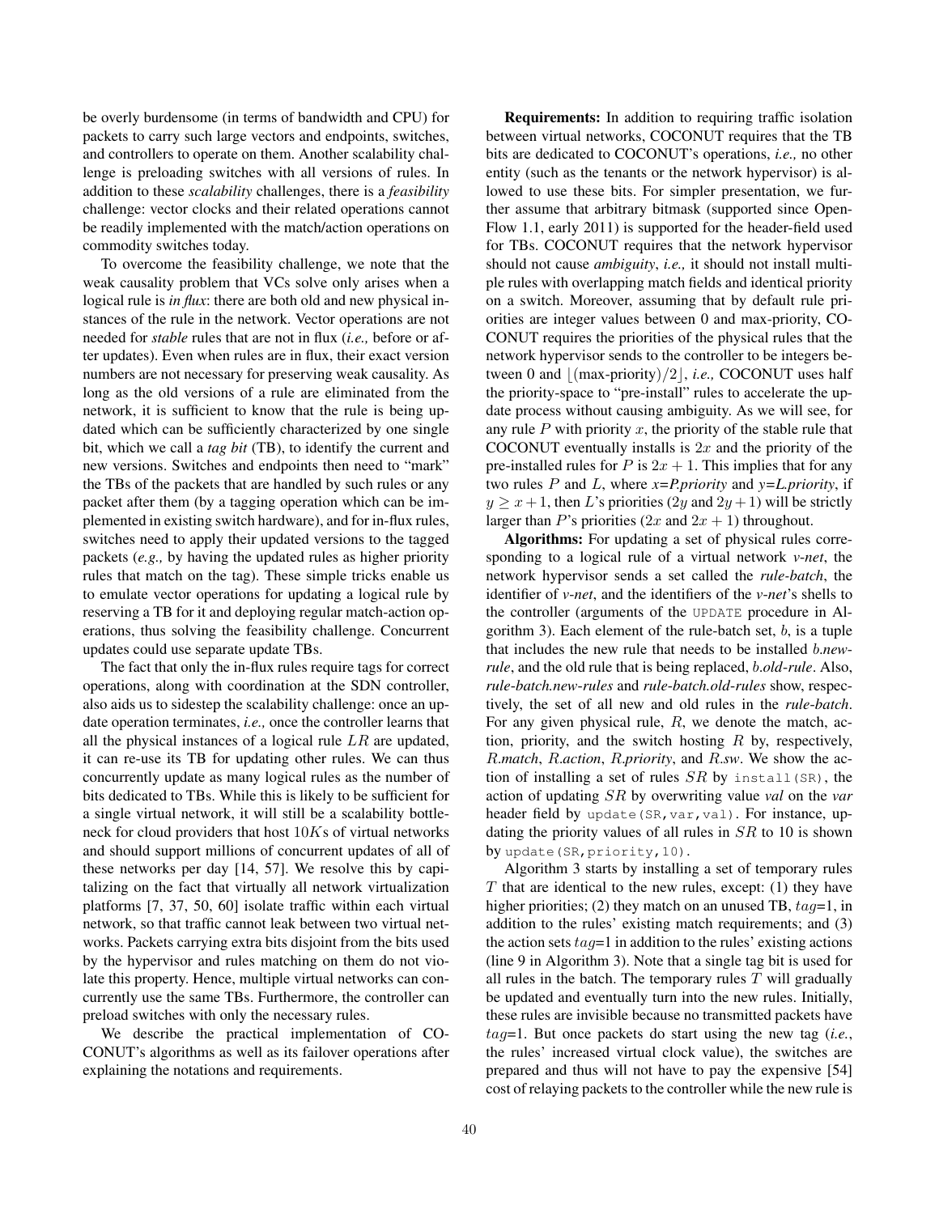be overly burdensome (in terms of bandwidth and CPU) for packets to carry such large vectors and endpoints, switches, and controllers to operate on them. Another scalability challenge is preloading switches with all versions of rules. In addition to these *scalability* challenges, there is a *feasibility* challenge: vector clocks and their related operations cannot be readily implemented with the match/action operations on commodity switches today.

To overcome the feasibility challenge, we note that the weak causality problem that VCs solve only arises when a logical rule is *in flux*: there are both old and new physical instances of the rule in the network. Vector operations are not needed for *stable* rules that are not in flux (*i.e.,* before or after updates). Even when rules are in flux, their exact version numbers are not necessary for preserving weak causality. As long as the old versions of a rule are eliminated from the network, it is sufficient to know that the rule is being updated which can be sufficiently characterized by one single bit, which we call a *tag bit* (TB), to identify the current and new versions. Switches and endpoints then need to "mark" the TBs of the packets that are handled by such rules or any packet after them (by a tagging operation which can be implemented in existing switch hardware), and for in-flux rules, switches need to apply their updated versions to the tagged packets (*e.g.,* by having the updated rules as higher priority rules that match on the tag). These simple tricks enable us to emulate vector operations for updating a logical rule by reserving a TB for it and deploying regular match-action operations, thus solving the feasibility challenge. Concurrent updates could use separate update TBs.

The fact that only the in-flux rules require tags for correct operations, along with coordination at the SDN controller, also aids us to sidestep the scalability challenge: once an update operation terminates, *i.e.,* once the controller learns that all the physical instances of a logical rule $LR$ are updated, it can re-use its TB for updating other rules. We can thus concurrently update as many logical rules as the number of bits dedicated to TBs. While this is likely to be sufficient for a single virtual network, it will still be a scalability bottleneck for cloud providers that host $10K$s of virtual networks and should support millions of concurrent updates of all of these networks per day [14, 57]. We resolve this by capitalizing on the fact that virtually all network virtualization platforms [7, 37, 50, 60] isolate traffic within each virtual network, so that traffic cannot leak between two virtual networks. Packets carrying extra bits disjoint from the bits used by the hypervisor and rules matching on them do not violate this property. Hence, multiple virtual networks can concurrently use the same TBs. Furthermore, the controller can preload switches with only the necessary rules.

We describe the practical implementation of COCONUT's algorithms as well as its failover operations after explaining the notations and requirements.

**Requirements:** In addition to requiring traffic isolation between virtual networks, COCONUT requires that the TB bits are dedicated to COCONUT's operations, *i.e.,* no other entity (such as the tenants or the network hypervisor) is allowed to use these bits. For simpler presentation, we further assume that arbitrary bitmask (supported since OpenFlow 1.1, early 2011) is supported for the header-field used for TBs. COCONUT requires that the network hypervisor should not cause *ambiguity*, *i.e.,* it should not install multiple rules with overlapping match fields and identical priority on a switch. Moreover, assuming that by default rule priorities are integer values between 0 and max-priority, COCONUT requires the priorities of the physical rules that the network hypervisor sends to the controller to be integers between 0 and $\lfloor(\text{max-priority})/2\rfloor$, *i.e.,* COCONUT uses half the priority-space to "pre-install" rules to accelerate the update process without causing ambiguity. As we will see, for any rule $P$ with priority $x$, the priority of the stable rule that COCONUT eventually installs is $2x$ and the priority of the pre-installed rules for $P$ is $2x+1$. This implies that for any two rules $P$ and $L$, where *x=P.priority* and *y=L.priority*, if $y \geq x+1$, then $L$'s priorities ($2y$ and $2y+1$) will be strictly larger than $P$'s priorities ($2x$ and $2x+1$) throughout.

**Algorithms:** For updating a set of physical rules corresponding to a logical rule of a virtual network *v-net*, the network hypervisor sends a set called the *rule-batch*, the identifier of *v-net*, and the identifiers of the *v-net*'s shells to the controller (arguments of the `UPDATE` procedure in Algorithm 3). Each element of the rule-batch set, $b$, is a tuple that includes the new rule that needs to be installed $b$.*new-rule*, and the old rule that is being replaced, $b$.*old-rule*. Also, *rule-batch.new-rules* and *rule-batch.old-rules* show, respectively, the set of all new and old rules in the *rule-batch*. For any given physical rule, $R$, we denote the match, action, priority, and the switch hosting $R$ by, respectively, $R$.*match*, $R$.*action*, $R$.*priority*, and $R$.*sw*. We show the action of installing a set of rules $SR$ by `install(SR)`, the action of updating $SR$ by overwriting value *val* on the *var* header field by `update(SR,var,val)`. For instance, updating the priority values of all rules in $SR$ to 10 is shown by `update(SR,priority,10)`.

Algorithm 3 starts by installing a set of temporary rules $T$ that are identical to the new rules, except: (1) they have higher priorities; (2) they match on an unused TB, $tag$=1, in addition to the rules' existing match requirements; and (3) the action sets $tag$=1 in addition to the rules' existing actions (line 9 in Algorithm 3). Note that a single tag bit is used for all rules in the batch. The temporary rules $T$ will gradually be updated and eventually turn into the new rules. Initially, these rules are invisible because no transmitted packets have $tag$=1. But once packets do start using the new tag (*i.e.*, the rules' increased virtual clock value), the switches are prepared and thus will not have to pay the expensive [54] cost of relaying packets to the controller while the new rule is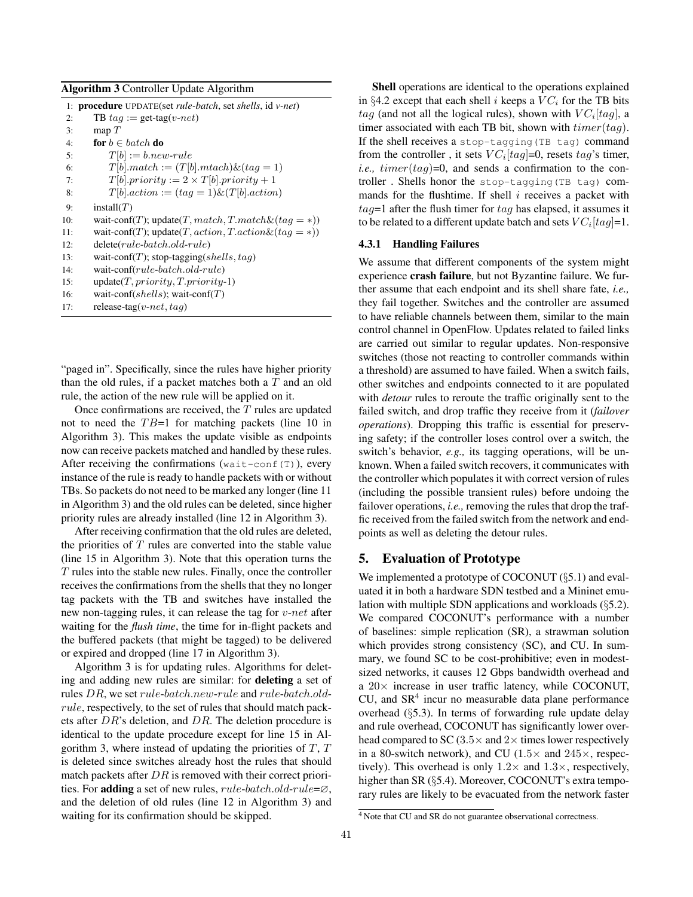**Algorithm 3** Controller Update Algorithm

```
1:  procedure UPDATE(set rule-batch, set shells, id v-net)
2:      TB tag := get-tag(v-net)
3:      map T
4:      for b ∈ batch do
5:          T[b] := b.new-rule
6:          T[b].match := (T[b].mtach)&(tag = 1)
7:          T[b].priority := 2 × T[b].priority + 1
8:          T[b].action := (tag = 1)&(T[b].action)
9:      install(T)
10:     wait-conf(T); update(T, match, T.match&(tag = ∗))
11:     wait-conf(T); update(T, action, T.action&(tag = ∗))
12:     delete(rule-batch.old-rule)
13:     wait-conf(T); stop-tagging(shells, tag)
14:     wait-conf(rule-batch.old-rule)
15:     update(T, priority, T.priority-1)
16:     wait-conf(shells); wait-conf(T)
17:     release-tag(v-net, tag)
```

"paged in". Specifically, since the rules have higher priority than the old rules, if a packet matches both a $T$ and an old rule, the action of the new rule will be applied on it.

Once confirmations are received, the $T$ rules are updated not to need the $TB$=1 for matching packets (line 10 in Algorithm 3). This makes the update visible as endpoints now can receive packets matched and handled by these rules. After receiving the confirmations (`wait-conf(T)`), every instance of the rule is ready to handle packets with or without TBs. So packets do not need to be marked any longer (line 11 in Algorithm 3) and the old rules can be deleted, since higher priority rules are already installed (line 12 in Algorithm 3).

After receiving confirmation that the old rules are deleted, the priorities of $T$ rules are converted into the stable value (line 15 in Algorithm 3). Note that this operation turns the $T$ rules into the stable new rules. Finally, once the controller receives the confirmations from the shells that they no longer tag packets with the TB and switches have installed the new non-tagging rules, it can release the tag for $v\text{-}net$ after waiting for the *flush time*, the time for in-flight packets and the buffered packets (that might be tagged) to be delivered or expired and dropped (line 17 in Algorithm 3).

Algorithm 3 is for updating rules. Algorithms for deleting and adding new rules are similar: for **deleting** a set of rules $DR$, we set $rule\text{-}batch.new\text{-}rule$ and $rule\text{-}batch.old\text{-}rule$, respectively, to the set of rules that should match packets after $DR$'s deletion, and $DR$. The deletion procedure is identical to the update procedure except for line 15 in Algorithm 3, where instead of updating the priorities of $T$, $T$ is deleted since switches already host the rules that should match packets after $DR$ is removed with their correct priorities. For **adding** a set of new rules, $rule\text{-}batch.old\text{-}rule$=$\varnothing$, and the deletion of old rules (line 12 in Algorithm 3) and waiting for its confirmation should be skipped.

**Shell** operations are identical to the operations explained in §4.2 except that each shell $i$ keeps a $VC_i$ for the TB bits $tag$ (and not all the logical rules), shown with $VC_i[tag]$, a timer associated with each TB bit, shown with $timer(tag)$. If the shell receives a `stop-tagging(TB tag)` command from the controller , it sets $VC_i[tag]$=0, resets $tag$'s timer, *i.e.,* $timer(tag)$=0, and sends a confirmation to the controller . Shells honor the `stop-tagging(TB tag)` commands for the flushtime. If shell $i$ receives a packet with $tag$=1 after the flush timer for $tag$ has elapsed, it assumes it to be related to a different update batch and sets $VC_i[tag]$=1.

#### 4.3.1 Handling Failures

We assume that different components of the system might experience **crash failure**, but not Byzantine failure. We further assume that each endpoint and its shell share fate, *i.e.,* they fail together. Switches and the controller are assumed to have reliable channels between them, similar to the main control channel in OpenFlow. Updates related to failed links are carried out similar to regular updates. Non-responsive switches (those not reacting to controller commands within a threshold) are assumed to have failed. When a switch fails, other switches and endpoints connected to it are populated with *detour* rules to reroute the traffic originally sent to the failed switch, and drop traffic they receive from it (*failover operations*). Dropping this traffic is essential for preserving safety; if the controller loses control over a switch, the switch's behavior, *e.g.,* its tagging operations, will be unknown. When a failed switch recovers, it communicates with the controller which populates it with correct version of rules (including the possible transient rules) before undoing the failover operations, *i.e.,* removing the rules that drop the traffic received from the failed switch from the network and endpoints as well as deleting the detour rules.

## 5. Evaluation of Prototype

We implemented a prototype of COCONUT (§5.1) and evaluated it in both a hardware SDN testbed and a Mininet emulation with multiple SDN applications and workloads (§5.2). We compared COCONUT's performance with a number of baselines: simple replication (SR), a strawman solution which provides strong consistency (SC), and CU. In summary, we found SC to be cost-prohibitive; even in modest-sized networks, it causes 12 Gbps bandwidth overhead and a 20× increase in user traffic latency, while COCONUT, CU, and SR[4] incur no measurable data plane performance overhead (§5.3). In terms of forwarding rule update delay and rule overhead, COCONUT has significantly lower overhead compared to SC (3.5× and 2× times lower respectively in a 80-switch network), and CU (1.5× and 245×, respectively). This overhead is only 1.2× and 1.3×, respectively, higher than SR (§5.4). Moreover, COCONUT's extra temporary rules are likely to be evacuated from the network faster

[4] Note that CU and SR do not guarantee observational correctness.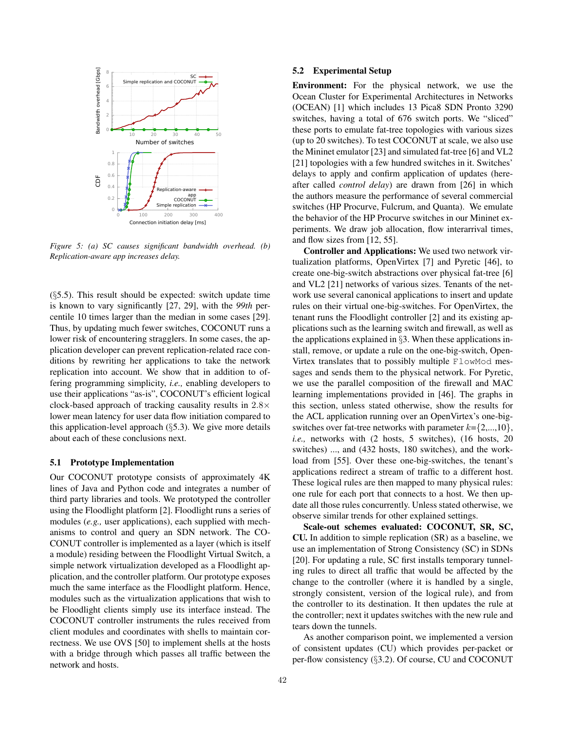Figure 5: (a) SC causes significant bandwidth overhead. (b) Replication-aware app increases delay.

(§5.5). This result should be expected: switch update time is known to vary significantly [27, 29], with the *99th* percentile 10 times larger than the median in some cases [29]. Thus, by updating much fewer switches, COCONUT runs a lower risk of encountering stragglers. In some cases, the application developer can prevent replication-related race conditions by rewriting her applications to take the network replication into account. We show that in addition to offering programming simplicity, *i.e.,* enabling developers to use their applications "as-is", COCONUT's efficient logical clock-based approach of tracking causality results in $2.8\times$ lower mean latency for user data flow initiation compared to this application-level approach (§5.3). We give more details about each of these conclusions next.

### 5.1 Prototype Implementation

Our COCONUT prototype consists of approximately 4K lines of Java and Python code and integrates a number of third party libraries and tools. We prototyped the controller using the Floodlight platform [2]. Floodlight runs a series of modules (*e.g.,* user applications), each supplied with mechanisms to control and query an SDN network. The COCONUT controller is implemented as a layer (which is itself a module) residing between the Floodlight Virtual Switch, a simple network virtualization developed as a Floodlight application, and the controller platform. Our prototype exposes much the same interface as the Floodlight platform. Hence, modules such as the virtualization applications that wish to be Floodlight clients simply use its interface instead. The COCONUT controller instruments the rules received from client modules and coordinates with shells to maintain correctness. We use OVS [50] to implement shells at the hosts with a bridge through which passes all traffic between the network and hosts.

### 5.2 Experimental Setup

**Environment:** For the physical network, we use the Ocean Cluster for Experimental Architectures in Networks (OCEAN) [1] which includes 13 Pica8 SDN Pronto 3290 switches, having a total of 676 switch ports. We "sliced" these ports to emulate fat-tree topologies with various sizes (up to 20 switches). To test COCONUT at scale, we also use the Mininet emulator [23] and simulated fat-tree [6] and VL2 [21] topologies with a few hundred switches in it. Switches' delays to apply and confirm application of updates (hereafter called *control delay*) are drawn from [26] in which the authors measure the performance of several commercial switches (HP Procurve, Fulcrum, and Quanta). We emulate the behavior of the HP Procurve switches in our Mininet experiments. We draw job allocation, flow interarrival times, and flow sizes from [12, 55].

**Controller and Applications:** We used two network virtualization platforms, OpenVirtex [7] and Pyretic [46], to create one-big-switch abstractions over physical fat-tree [6] and VL2 [21] networks of various sizes. Tenants of the network use several canonical applications to insert and update rules on their virtual one-big-switches. For OpenVirtex, the tenant runs the Floodlight controller [2] and its existing applications such as the learning switch and firewall, as well as the applications explained in §3. When these applications install, remove, or update a rule on the one-big-switch, OpenVirtex translates that to possibly multiple `FlowMod` messages and sends them to the physical network. For Pyretic, we use the parallel composition of the firewall and MAC learning implementations provided in [46]. The graphs in this section, unless stated otherwise, show the results for the ACL application running over an OpenVirtex's one-big-switches over fat-tree networks with parameter $k$={2,...,10}, *i.e.,* networks with (2 hosts, 5 switches), (16 hosts, 20 switches) ..., and (432 hosts, 180 switches), and the workload from [55]. Over these one-big-switches, the tenant's applications redirect a stream of traffic to a different host. These logical rules are then mapped to many physical rules: one rule for each port that connects to a host. We then update all those rules concurrently. Unless stated otherwise, we observe similar trends for other explained settings.

**Scale-out schemes evaluated: COCONUT, SR, SC, CU.** In addition to simple replication (SR) as a baseline, we use an implementation of Strong Consistency (SC) in SDNs [20]. For updating a rule, SC first installs temporary tunneling rules to direct all traffic that would be affected by the change to the controller (where it is handled by a single, strongly consistent, version of the logical rule), and from the controller to its destination. It then updates the rule at the controller; next it updates switches with the new rule and tears down the tunnels.

As another comparison point, we implemented a version of consistent updates (CU) which provides per-packet or per-flow consistency (§3.2). Of course, CU and COCONUT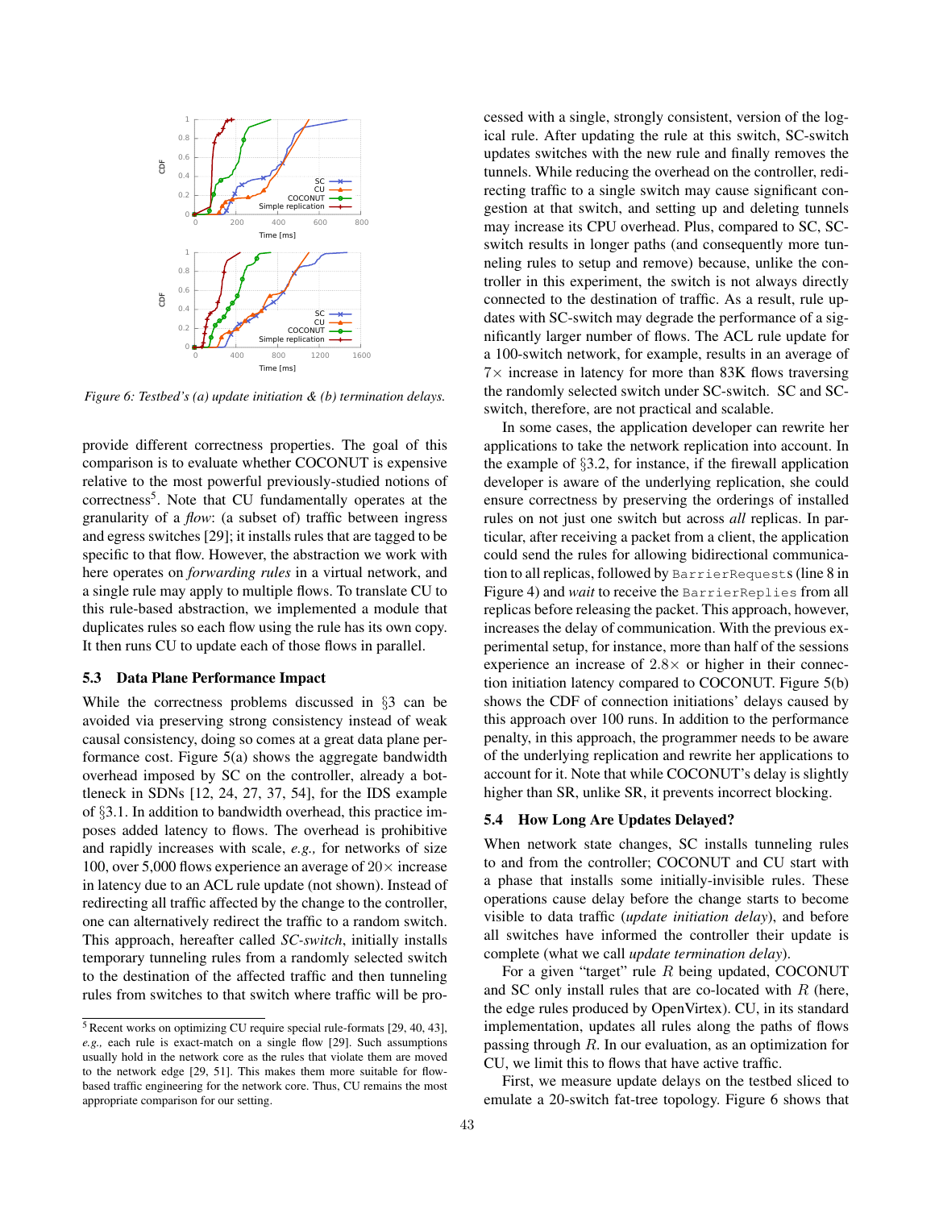Figure 6: Testbed's (a) update initiation & (b) termination delays.

provide different correctness properties. The goal of this comparison is to evaluate whether COCONUT is expensive relative to the most powerful previously-studied notions of correctness[5]. Note that CU fundamentally operates at the granularity of a *flow*: (a subset of) traffic between ingress and egress switches [29]; it installs rules that are tagged to be specific to that flow. However, the abstraction we work with here operates on *forwarding rules* in a virtual network, and a single rule may apply to multiple flows. To translate CU to this rule-based abstraction, we implemented a module that duplicates rules so each flow using the rule has its own copy. It then runs CU to update each of those flows in parallel.

### 5.3 Data Plane Performance Impact

While the correctness problems discussed in §3 can be avoided via preserving strong consistency instead of weak causal consistency, doing so comes at a great data plane performance cost. Figure 5(a) shows the aggregate bandwidth overhead imposed by SC on the controller, already a bottleneck in SDNs [12, 24, 27, 37, 54], for the IDS example of §3.1. In addition to bandwidth overhead, this practice imposes added latency to flows. The overhead is prohibitive and rapidly increases with scale, *e.g.,* for networks of size 100, over 5,000 flows experience an average of 20× increase in latency due to an ACL rule update (not shown). Instead of redirecting all traffic affected by the change to the controller, one can alternatively redirect the traffic to a random switch. This approach, hereafter called *SC-switch*, initially installs temporary tunneling rules from a randomly selected switch to the destination of the affected traffic and then tunneling rules from switches to that switch where traffic will be processed with a single, strongly consistent, version of the logical rule. After updating the rule at this switch, SC-switch updates switches with the new rule and finally removes the tunnels. While reducing the overhead on the controller, redirecting traffic to a single switch may cause significant congestion at that switch, and setting up and deleting tunnels may increase its CPU overhead. Plus, compared to SC, SC-switch results in longer paths (and consequently more tunneling rules to setup and remove) because, unlike the controller in this experiment, the switch is not always directly connected to the destination of traffic. As a result, rule updates with SC-switch may degrade the performance of a significantly larger number of flows. The ACL rule update for a 100-switch network, for example, results in an average of 7× increase in latency for more than 83K flows traversing the randomly selected switch under SC-switch. SC and SC-switch, therefore, are not practical and scalable.

In some cases, the application developer can rewrite her applications to take the network replication into account. In the example of §3.2, for instance, if the firewall application developer is aware of the underlying replication, she could ensure correctness by preserving the orderings of installed rules on not just one switch but across *all* replicas. In particular, after receiving a packet from a client, the application could send the rules for allowing bidirectional communication to all replicas, followed by `BarrierRequests` (line 8 in Figure 4) and *wait* to receive the `BarrierReplies` from all replicas before releasing the packet. This approach, however, increases the delay of communication. With the previous experimental setup, for instance, more than half of the sessions experience an increase of 2.8× or higher in their connection initiation latency compared to COCONUT. Figure 5(b) shows the CDF of connection initiations' delays caused by this approach over 100 runs. In addition to the performance penalty, in this approach, the programmer needs to be aware of the underlying replication and rewrite her applications to account for it. Note that while COCONUT's delay is slightly higher than SR, unlike SR, it prevents incorrect blocking.

### 5.4 How Long Are Updates Delayed?

When network state changes, SC installs tunneling rules to and from the controller; COCONUT and CU start with a phase that installs some initially-invisible rules. These operations cause delay before the change starts to become visible to data traffic (*update initiation delay*), and before all switches have informed the controller their update is complete (what we call *update termination delay*).

For a given "target" rule $R$ being updated, COCONUT and SC only install rules that are co-located with $R$ (here, the edge rules produced by OpenVirtex). CU, in its standard implementation, updates all rules along the paths of flows passing through $R$. In our evaluation, as an optimization for CU, we limit this to flows that have active traffic.

First, we measure update delays on the testbed sliced to emulate a 20-switch fat-tree topology. Figure 6 shows that

[5] Recent works on optimizing CU require special rule-formats [29, 40, 43], *e.g.,* each rule is exact-match on a single flow [29]. Such assumptions usually hold in the network core as the rules that violate them are moved to the network edge [29, 51]. This makes them more suitable for flow-based traffic engineering for the network core. Thus, CU remains the most appropriate comparison for our setting.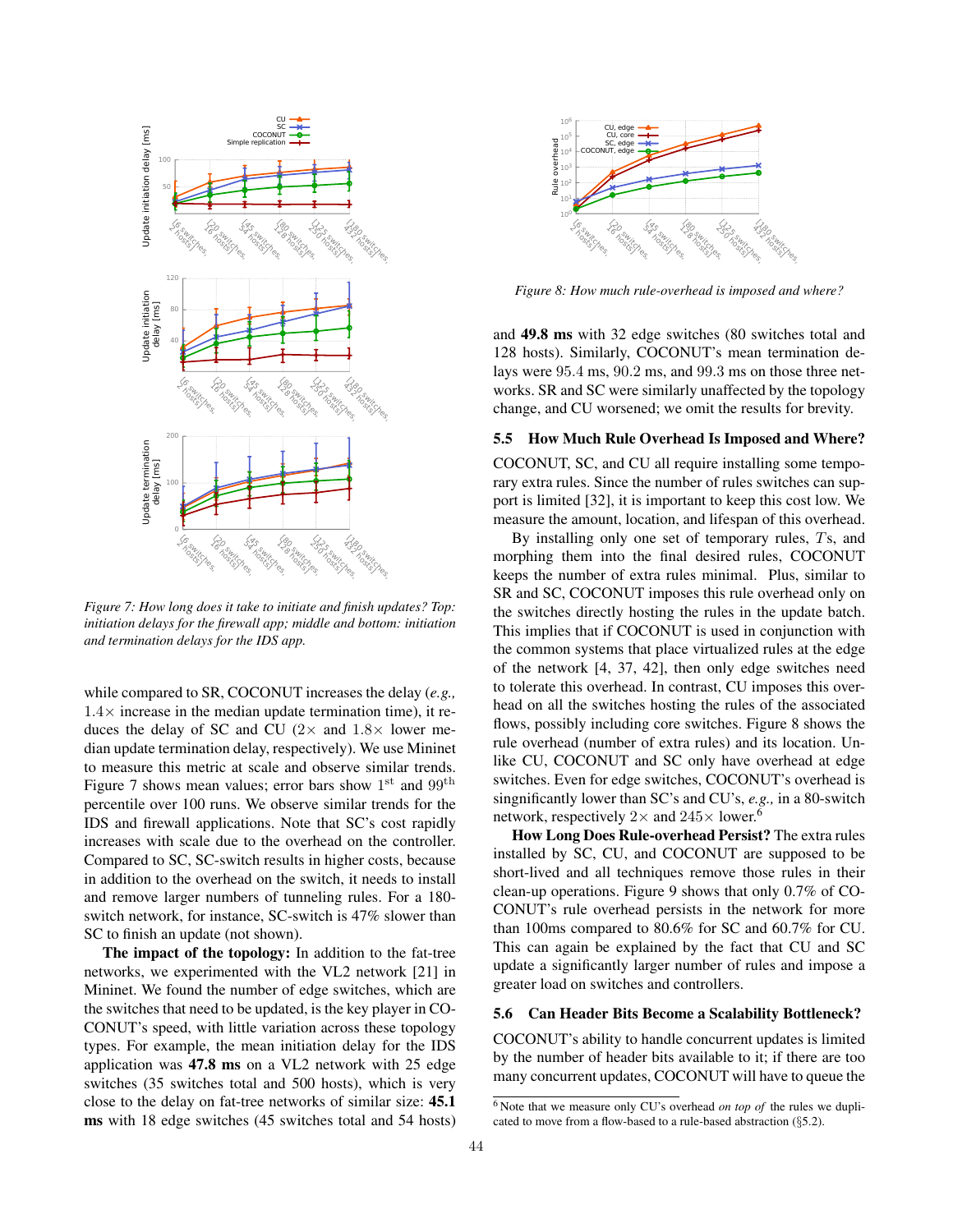Figure 7: How long does it take to initiate and finish updates? Top: initiation delays for the firewall app; middle and bottom: initiation and termination delays for the IDS app.

while compared to SR, COCONUT increases the delay (*e.g.,* $1.4\times$ increase in the median update termination time), it reduces the delay of SC and CU ($2\times$ and $1.8\times$ lower median update termination delay, respectively). We use Mininet to measure this metric at scale and observe similar trends. Figure 7 shows mean values; error bars show $1^{st}$ and $99^{th}$ percentile over 100 runs. We observe similar trends for the IDS and firewall applications. Note that SC's cost rapidly increases with scale due to the overhead on the controller. Compared to SC, SC-switch results in higher costs, because in addition to the overhead on the switch, it needs to install and remove larger numbers of tunneling rules. For a 180-switch network, for instance, SC-switch is 47% slower than SC to finish an update (not shown).

**The impact of the topology:** In addition to the fat-tree networks, we experimented with the VL2 network [21] in Mininet. We found the number of edge switches, which are the switches that need to be updated, is the key player in COCONUT's speed, with little variation across these topology types. For example, the mean initiation delay for the IDS application was **47.8 ms** on a VL2 network with 25 edge switches (35 switches total and 500 hosts), which is very close to the delay on fat-tree networks of similar size: **45.1 ms** with 18 edge switches (45 switches total and 54 hosts) and **49.8 ms** with 32 edge switches (80 switches total and 128 hosts). Similarly, COCONUT's mean termination delays were 95.4 ms, 90.2 ms, and 99.3 ms on those three networks. SR and SC were similarly unaffected by the topology change, and CU worsened; we omit the results for brevity.

Figure 8: How much rule-overhead is imposed and where?

### 5.5 How Much Rule Overhead Is Imposed and Where?

COCONUT, SC, and CU all require installing some temporary extra rules. Since the number of rules switches can support is limited [32], it is important to keep this cost low. We measure the amount, location, and lifespan of this overhead.

By installing only one set of temporary rules, $T$s, and morphing them into the final desired rules, COCONUT keeps the number of extra rules minimal. Plus, similar to SR and SC, COCONUT imposes this rule overhead only on the switches directly hosting the rules in the update batch. This implies that if COCONUT is used in conjunction with the common systems that place virtualized rules at the edge of the network [4, 37, 42], then only edge switches need to tolerate this overhead. In contrast, CU imposes this overhead on all the switches hosting the rules of the associated flows, possibly including core switches. Figure 8 shows the rule overhead (number of extra rules) and its location. Unlike CU, COCONUT and SC only have overhead at edge switches. Even for edge switches, COCONUT's overhead is singnificantly lower than SC's and CU's, *e.g.,* in a 80-switch network, respectively $2\times$ and $245\times$ lower.[6]

**How Long Does Rule-overhead Persist?** The extra rules installed by SC, CU, and COCONUT are supposed to be short-lived and all techniques remove those rules in their clean-up operations. Figure 9 shows that only 0.7% of COCONUT's rule overhead persists in the network for more than 100ms compared to 80.6% for SC and 60.7% for CU. This can again be explained by the fact that CU and SC update a significantly larger number of rules and impose a greater load on switches and controllers.

### 5.6 Can Header Bits Become a Scalability Bottleneck?

COCONUT's ability to handle concurrent updates is limited by the number of header bits available to it; if there are too many concurrent updates, COCONUT will have to queue the

[6] Note that we measure only CU's overhead *on top of* the rules we duplicated to move from a flow-based to a rule-based abstraction (§5.2).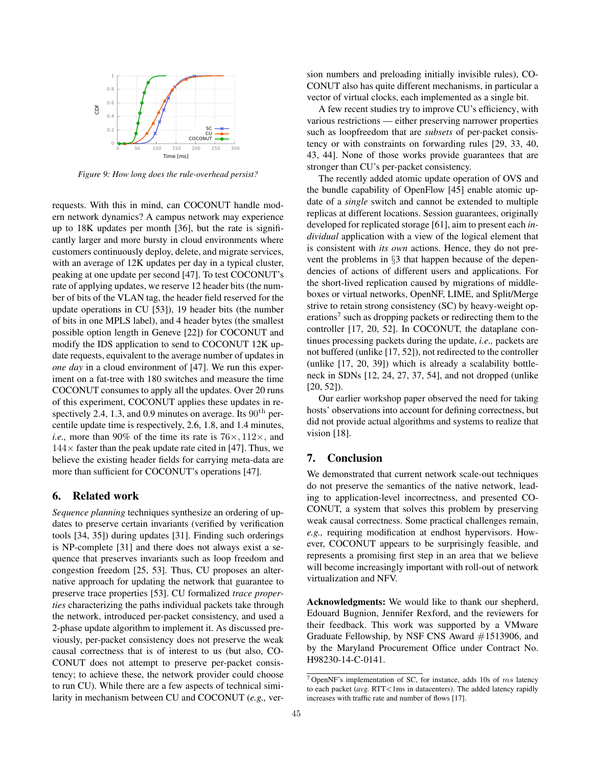*Figure 9: How long does the rule-overhead persist?*

requests. With this in mind, can COCONUT handle modern network dynamics? A campus network may experience up to 18K updates per month [36], but the rate is significantly larger and more bursty in cloud environments where customers continuously deploy, delete, and migrate services, with an average of 12K updates per day in a typical cluster, peaking at one update per second [47]. To test COCONUT's rate of applying updates, we reserve 12 header bits (the number of bits of the VLAN tag, the header field reserved for the update operations in CU [53]), 19 header bits (the number of bits in one MPLS label), and 4 header bytes (the smallest possible option length in Geneve [22]) for COCONUT and modify the IDS application to send to COCONUT 12K update requests, equivalent to the average number of updates in *one day* in a cloud environment of [47]. We run this experiment on a fat-tree with 180 switches and measure the time COCONUT consumes to apply all the updates. Over 20 runs of this experiment, COCONUT applies these updates in respectively 2.4, 1.3, and 0.9 minutes on average. Its $90^{\text{th}}$ percentile update time is respectively, 2.6, 1.8, and 1.4 minutes, *i.e.,* more than 90% of the time its rate is $76\times$, $112\times$, and $144\times$ faster than the peak update rate cited in [47]. Thus, we believe the existing header fields for carrying meta-data are more than sufficient for COCONUT's operations [47].

## 6. Related work

*Sequence planning* techniques synthesize an ordering of updates to preserve certain invariants (verified by verification tools [34, 35]) during updates [31]. Finding such orderings is NP-complete [31] and there does not always exist a sequence that preserves invariants such as loop freedom and congestion freedom [25, 53]. Thus, CU proposes an alternative approach for updating the network that guarantee to preserve trace properties [53]. CU formalized *trace properties* characterizing the paths individual packets take through the network, introduced per-packet consistency, and used a 2-phase update algorithm to implement it. As discussed previously, per-packet consistency does not preserve the weak causal correctness that is of interest to us (but also, COCONUT does not attempt to preserve per-packet consistency; to achieve these, the network provider could choose to run CU). While there are a few aspects of technical similarity in mechanism between CU and COCONUT (*e.g.,* version numbers and preloading initially invisible rules), COCONUT also has quite different mechanisms, in particular a vector of virtual clocks, each implemented as a single bit.

A few recent studies try to improve CU's efficiency, with various restrictions — either preserving narrower properties such as loopfreedom that are *subsets* of per-packet consistency or with constraints on forwarding rules [29, 33, 40, 43, 44]. None of those works provide guarantees that are stronger than CU's per-packet consistency.

The recently added atomic update operation of OVS and the bundle capability of OpenFlow [45] enable atomic update of a *single* switch and cannot be extended to multiple replicas at different locations. Session guarantees, originally developed for replicated storage [61], aim to present each *individual* application with a view of the logical element that is consistent with *its own* actions. Hence, they do not prevent the problems in §3 that happen because of the dependencies of actions of different users and applications. For the short-lived replication caused by migrations of middleboxes or virtual networks, OpenNF, LIME, and Split/Merge strive to retain strong consistency (SC) by heavy-weight operations[7] such as dropping packets or redirecting them to the controller [17, 20, 52]. In COCONUT, the dataplane continues processing packets during the update, *i.e.,* packets are not buffered (unlike [17, 52]), not redirected to the controller (unlike [17, 20, 39]) which is already a scalability bottleneck in SDNs [12, 24, 27, 37, 54], and not dropped (unlike [20, 52]).

Our earlier workshop paper observed the need for taking hosts' observations into account for defining correctness, but did not provide actual algorithms and systems to realize that vision [18].

## 7. Conclusion

We demonstrated that current network scale-out techniques do not preserve the semantics of the native network, leading to application-level incorrectness, and presented COCONUT, a system that solves this problem by preserving weak causal correctness. Some practical challenges remain, *e.g.,* requiring modification at endhost hypervisors. However, COCONUT appears to be surprisingly feasible, and represents a promising first step in an area that we believe will become increasingly important with roll-out of network virtualization and NFV.

**Acknowledgments:** We would like to thank our shepherd, Edouard Bugnion, Jennifer Rexford, and the reviewers for their feedback. This work was supported by a VMware Graduate Fellowship, by NSF CNS Award #1513906, and by the Maryland Procurement Office under Contract No. H98230-14-C-0141.

[7] OpenNF's implementation of SC, for instance, adds 10s of $ms$ latency to each packet (*avg.* RTT<1ms in datacenters). The added latency rapidly increases with traffic rate and number of flows [17].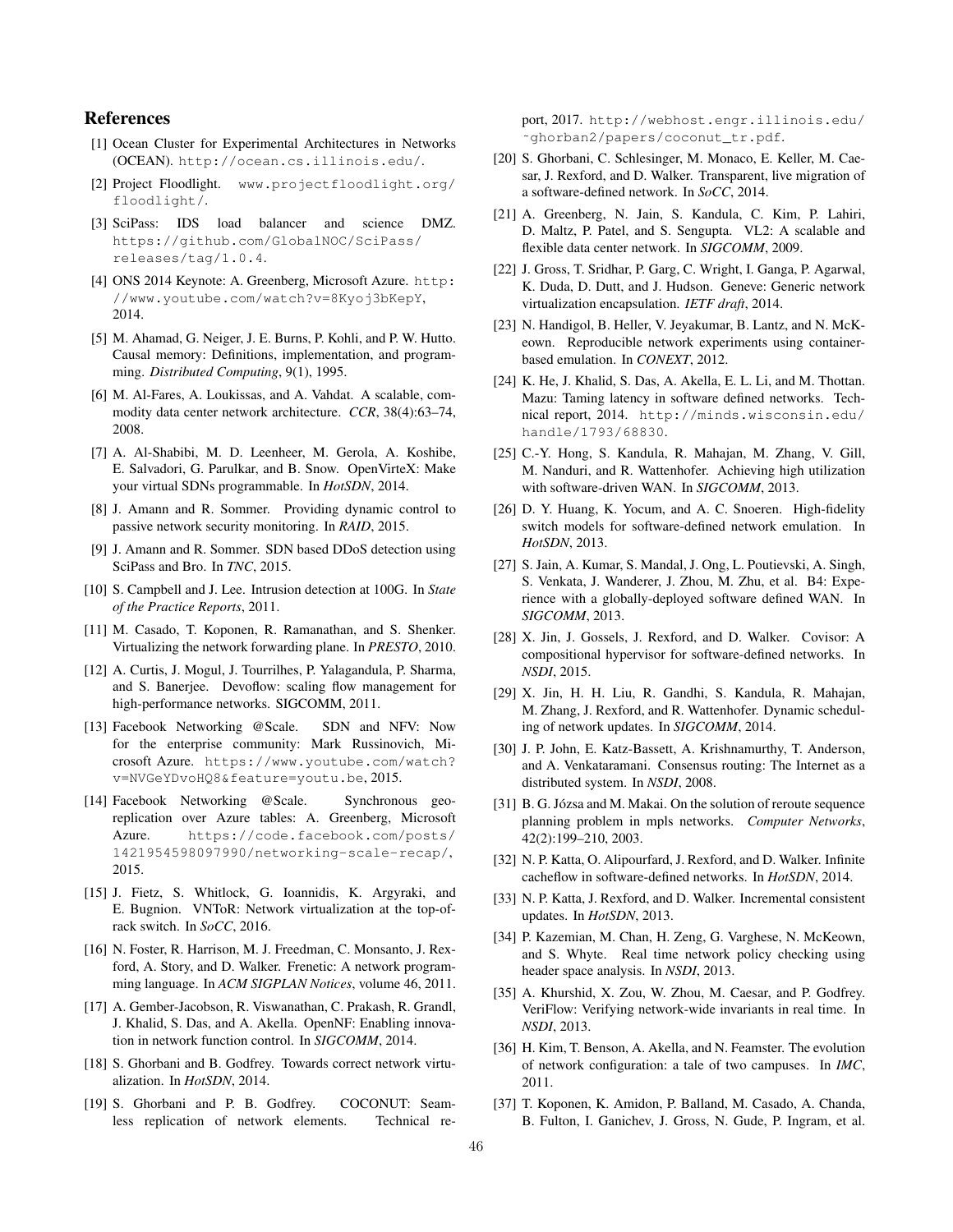## References

[1] Ocean Cluster for Experimental Architectures in Networks (OCEAN). http://ocean.cs.illinois.edu/.

[2] Project Floodlight. www.projectfloodlight.org/floodlight/.

[3] SciPass: IDS load balancer and science DMZ. https://github.com/GlobalNOC/SciPass/releases/tag/1.0.4.

[4] ONS 2014 Keynote: A. Greenberg, Microsoft Azure. http://www.youtube.com/watch?v=8Kyoj3bKepY, 2014.

[5] M. Ahamad, G. Neiger, J. E. Burns, P. Kohli, and P. W. Hutto. Causal memory: Definitions, implementation, and programming. *Distributed Computing*, 9(1), 1995.

[6] M. Al-Fares, A. Loukissas, and A. Vahdat. A scalable, commodity data center network architecture. *CCR*, 38(4):63–74, 2008.

[7] A. Al-Shabibi, M. D. Leenheer, M. Gerola, A. Koshibe, E. Salvadori, G. Parulkar, and B. Snow. OpenVirteX: Make your virtual SDNs programmable. In *HotSDN*, 2014.

[8] J. Amann and R. Sommer. Providing dynamic control to passive network security monitoring. In *RAID*, 2015.

[9] J. Amann and R. Sommer. SDN based DDoS detection using SciPass and Bro. In *TNC*, 2015.

[10] S. Campbell and J. Lee. Intrusion detection at 100G. In *State of the Practice Reports*, 2011.

[11] M. Casado, T. Koponen, R. Ramanathan, and S. Shenker. Virtualizing the network forwarding plane. In *PRESTO*, 2010.

[12] A. Curtis, J. Mogul, J. Tourrilhes, P. Yalagandula, P. Sharma, and S. Banerjee. Devoflow: scaling flow management for high-performance networks. SIGCOMM, 2011.

[13] Facebook Networking @Scale. SDN and NFV: Now for the enterprise community: Mark Russinovich, Microsoft Azure. https://www.youtube.com/watch?v=NVGeYDvoHQ8&feature=youtu.be, 2015.

[14] Facebook Networking @Scale. Synchronous geo-replication over Azure tables: A. Greenberg, Microsoft Azure. https://code.facebook.com/posts/1421954598097990/networking-scale-recap/, 2015.

[15] J. Fietz, S. Whitlock, G. Ioannidis, K. Argyraki, and E. Bugnion. VNToR: Network virtualization at the top-of-rack switch. In *SoCC*, 2016.

[16] N. Foster, R. Harrison, M. J. Freedman, C. Monsanto, J. Rexford, A. Story, and D. Walker. Frenetic: A network programming language. In *ACM SIGPLAN Notices*, volume 46, 2011.

[17] A. Gember-Jacobson, R. Viswanathan, C. Prakash, R. Grandl, J. Khalid, S. Das, and A. Akella. OpenNF: Enabling innovation in network function control. In *SIGCOMM*, 2014.

[18] S. Ghorbani and B. Godfrey. Towards correct network virtualization. In *HotSDN*, 2014.

[19] S. Ghorbani and P. B. Godfrey. COCONUT: Seamless replication of network elements. Technical report, 2017. http://webhost.engr.illinois.edu/~ghorban2/papers/coconut_tr.pdf.

[20] S. Ghorbani, C. Schlesinger, M. Monaco, E. Keller, M. Caesar, J. Rexford, and D. Walker. Transparent, live migration of a software-defined network. In *SoCC*, 2014.

[21] A. Greenberg, N. Jain, S. Kandula, C. Kim, P. Lahiri, D. Maltz, P. Patel, and S. Sengupta. VL2: A scalable and flexible data center network. In *SIGCOMM*, 2009.

[22] J. Gross, T. Sridhar, P. Garg, C. Wright, I. Ganga, P. Agarwal, K. Duda, D. Dutt, and J. Hudson. Geneve: Generic network virtualization encapsulation. *IETF draft*, 2014.

[23] N. Handigol, B. Heller, V. Jeyakumar, B. Lantz, and N. McKeown. Reproducible network experiments using container-based emulation. In *CONEXT*, 2012.

[24] K. He, J. Khalid, S. Das, A. Akella, E. L. Li, and M. Thottan. Mazu: Taming latency in software defined networks. Technical report, 2014. http://minds.wisconsin.edu/handle/1793/68830.

[25] C.-Y. Hong, S. Kandula, R. Mahajan, M. Zhang, V. Gill, M. Nanduri, and R. Wattenhofer. Achieving high utilization with software-driven WAN. In *SIGCOMM*, 2013.

[26] D. Y. Huang, K. Yocum, and A. C. Snoeren. High-fidelity switch models for software-defined network emulation. In *HotSDN*, 2013.

[27] S. Jain, A. Kumar, S. Mandal, J. Ong, L. Poutievski, A. Singh, S. Venkata, J. Wanderer, J. Zhou, M. Zhu, et al. B4: Experience with a globally-deployed software defined WAN. In *SIGCOMM*, 2013.

[28] X. Jin, J. Gossels, J. Rexford, and D. Walker. Covisor: A compositional hypervisor for software-defined networks. In *NSDI*, 2015.

[29] X. Jin, H. H. Liu, R. Gandhi, S. Kandula, R. Mahajan, M. Zhang, J. Rexford, and R. Wattenhofer. Dynamic scheduling of network updates. In *SIGCOMM*, 2014.

[30] J. P. John, E. Katz-Bassett, A. Krishnamurthy, T. Anderson, and A. Venkataramani. Consensus routing: The Internet as a distributed system. In *NSDI*, 2008.

[31] B. G. Józsa and M. Makai. On the solution of reroute sequence planning problem in mpls networks. *Computer Networks*, 42(2):199–210, 2003.

[32] N. P. Katta, O. Alipourfard, J. Rexford, and D. Walker. Infinite cacheflow in software-defined networks. In *HotSDN*, 2014.

[33] N. P. Katta, J. Rexford, and D. Walker. Incremental consistent updates. In *HotSDN*, 2013.

[34] P. Kazemian, M. Chan, H. Zeng, G. Varghese, N. McKeown, and S. Whyte. Real time network policy checking using header space analysis. In *NSDI*, 2013.

[35] A. Khurshid, X. Zou, W. Zhou, M. Caesar, and P. Godfrey. VeriFlow: Verifying network-wide invariants in real time. In *NSDI*, 2013.

[36] H. Kim, T. Benson, A. Akella, and N. Feamster. The evolution of network configuration: a tale of two campuses. In *IMC*, 2011.

[37] T. Koponen, K. Amidon, P. Balland, M. Casado, A. Chanda, B. Fulton, I. Ganichev, J. Gross, N. Gude, P. Ingram, et al.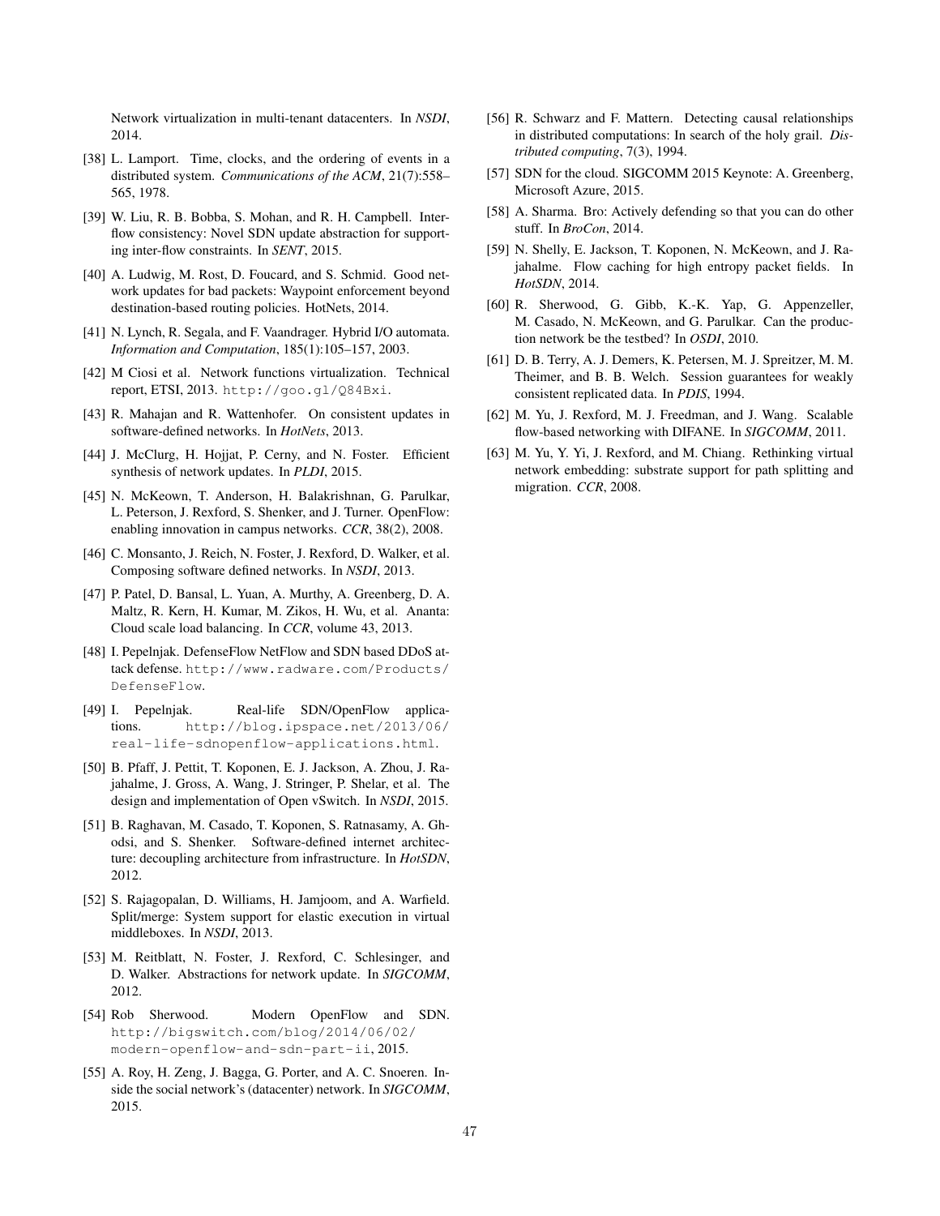Network virtualization in multi-tenant datacenters. In *NSDI*, 2014.

[38] L. Lamport. Time, clocks, and the ordering of events in a distributed system. *Communications of the ACM*, 21(7):558–565, 1978.

[39] W. Liu, R. B. Bobba, S. Mohan, and R. H. Campbell. Inter-flow consistency: Novel SDN update abstraction for supporting inter-flow constraints. In *SENT*, 2015.

[40] A. Ludwig, M. Rost, D. Foucard, and S. Schmid. Good network updates for bad packets: Waypoint enforcement beyond destination-based routing policies. HotNets, 2014.

[41] N. Lynch, R. Segala, and F. Vaandrager. Hybrid I/O automata. *Information and Computation*, 185(1):105–157, 2003.

[42] M Ciosi et al. Network functions virtualization. Technical report, ETSI, 2013. `http://goo.gl/Q84Bxi`.

[43] R. Mahajan and R. Wattenhofer. On consistent updates in software-defined networks. In *HotNets*, 2013.

[44] J. McClurg, H. Hojjat, P. Cerny, and N. Foster. Efficient synthesis of network updates. In *PLDI*, 2015.

[45] N. McKeown, T. Anderson, H. Balakrishnan, G. Parulkar, L. Peterson, J. Rexford, S. Shenker, and J. Turner. OpenFlow: enabling innovation in campus networks. *CCR*, 38(2), 2008.

[46] C. Monsanto, J. Reich, N. Foster, J. Rexford, D. Walker, et al. Composing software defined networks. In *NSDI*, 2013.

[47] P. Patel, D. Bansal, L. Yuan, A. Murthy, A. Greenberg, D. A. Maltz, R. Kern, H. Kumar, M. Zikos, H. Wu, et al. Ananta: Cloud scale load balancing. In *CCR*, volume 43, 2013.

[48] I. Pepelnjak. DefenseFlow NetFlow and SDN based DDoS attack defense. `http://www.radware.com/Products/DefenseFlow`.

[49] I. Pepelnjak. Real-life SDN/OpenFlow applications. `http://blog.ipspace.net/2013/06/real-life-sdnopenflow-applications.html`.

[50] B. Pfaff, J. Pettit, T. Koponen, E. J. Jackson, A. Zhou, J. Rajahalme, J. Gross, A. Wang, J. Stringer, P. Shelar, et al. The design and implementation of Open vSwitch. In *NSDI*, 2015.

[51] B. Raghavan, M. Casado, T. Koponen, S. Ratnasamy, A. Ghodsi, and S. Shenker. Software-defined internet architecture: decoupling architecture from infrastructure. In *HotSDN*, 2012.

[52] S. Rajagopalan, D. Williams, H. Jamjoom, and A. Warfield. Split/merge: System support for elastic execution in virtual middleboxes. In *NSDI*, 2013.

[53] M. Reitblatt, N. Foster, J. Rexford, C. Schlesinger, and D. Walker. Abstractions for network update. In *SIGCOMM*, 2012.

[54] Rob Sherwood. Modern OpenFlow and SDN. `http://bigswitch.com/blog/2014/06/02/modern-openflow-and-sdn-part-ii`, 2015.

[55] A. Roy, H. Zeng, J. Bagga, G. Porter, and A. C. Snoeren. Inside the social network's (datacenter) network. In *SIGCOMM*, 2015.

[56] R. Schwarz and F. Mattern. Detecting causal relationships in distributed computations: In search of the holy grail. *Distributed computing*, 7(3), 1994.

[57] SDN for the cloud. SIGCOMM 2015 Keynote: A. Greenberg, Microsoft Azure, 2015.

[58] A. Sharma. Bro: Actively defending so that you can do other stuff. In *BroCon*, 2014.

[59] N. Shelly, E. Jackson, T. Koponen, N. McKeown, and J. Rajahalme. Flow caching for high entropy packet fields. In *HotSDN*, 2014.

[60] R. Sherwood, G. Gibb, K.-K. Yap, G. Appenzeller, M. Casado, N. McKeown, and G. Parulkar. Can the production network be the testbed? In *OSDI*, 2010.

[61] D. B. Terry, A. J. Demers, K. Petersen, M. J. Spreitzer, M. M. Theimer, and B. B. Welch. Session guarantees for weakly consistent replicated data. In *PDIS*, 1994.

[62] M. Yu, J. Rexford, M. J. Freedman, and J. Wang. Scalable flow-based networking with DIFANE. In *SIGCOMM*, 2011.

[63] M. Yu, Y. Yi, J. Rexford, and M. Chiang. Rethinking virtual network embedding: substrate support for path splitting and migration. *CCR*, 2008.